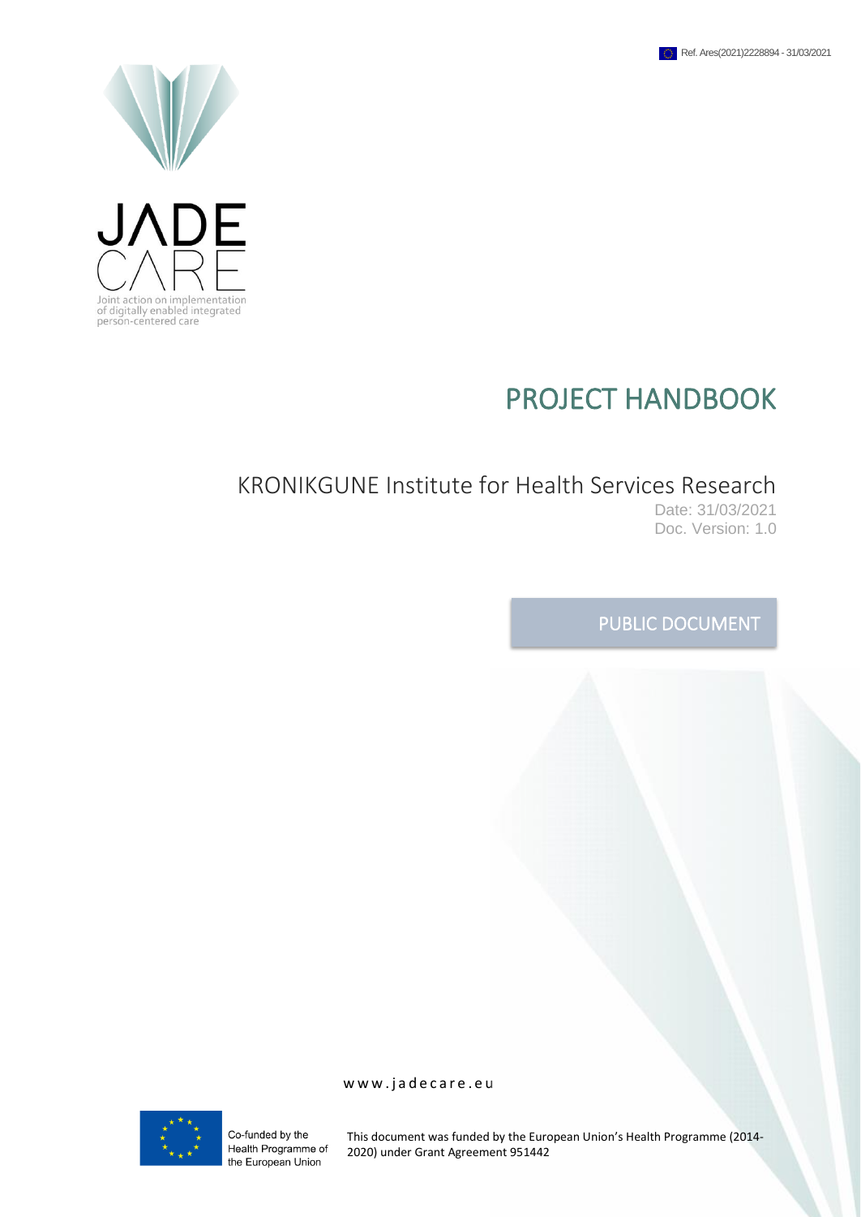Ref. Ares(2021)2228894 - 31/03/2021

JADE CARE

Joint action on implementation of digitally enabled integrated person-centered care

# PROJECT HANDBOOK

## KRONIKGUNE Institute for Health Services Research

Date: 31/03/2021

Doc. Version: 1.0

PUBLIC DOCUMENT

www.jadecare.eu

Co-funded by the Health Programme of the European Union

This document was funded by the European Union's Health Programme (2014-2020) under Grant Agreement 951442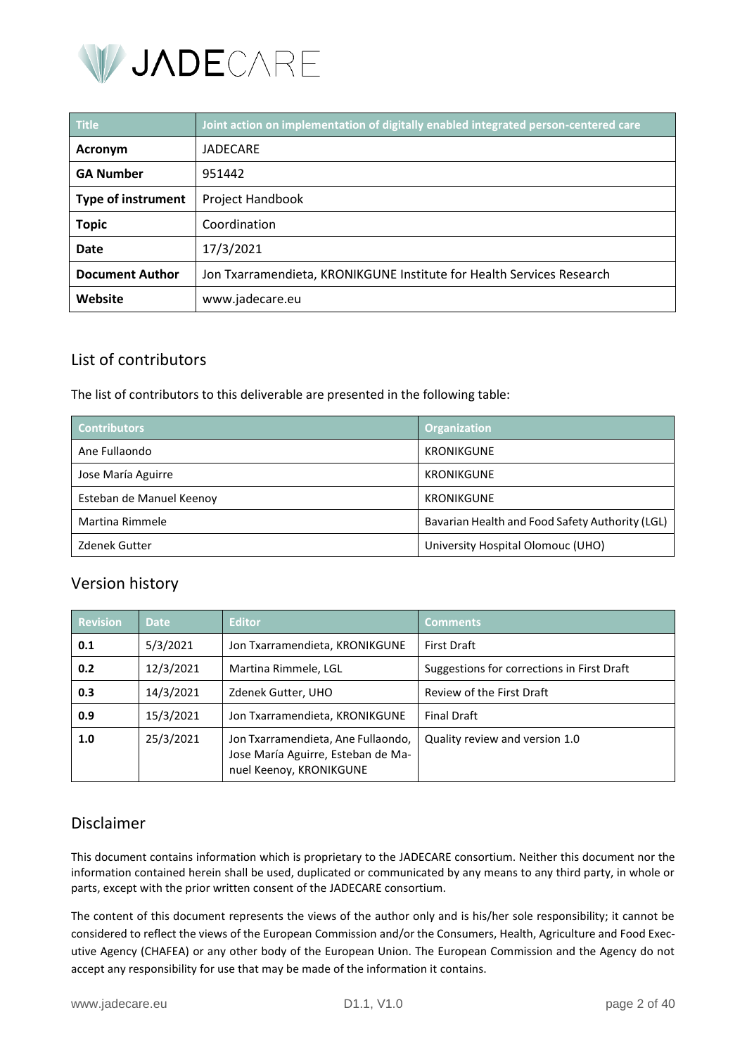| Title | Joint action on implementation of digitally enabled integrated person-centered care |
|---|---|
| **Acronym** | JADECARE |
| **GA Number** | 951442 |
| **Type of instrument** | Project Handbook |
| **Topic** | Coordination |
| **Date** | 17/3/2021 |
| **Document Author** | Jon Txarramendieta, KRONIKGUNE Institute for Health Services Research |
| **Website** | www.jadecare.eu |

## List of contributors

The list of contributors to this deliverable are presented in the following table:

| Contributors | Organization |
|---|---|
| Ane Fullaondo | KRONIKGUNE |
| Jose María Aguirre | KRONIKGUNE |
| Esteban de Manuel Keenoy | KRONIKGUNE |
| Martina Rimmele | Bavarian Health and Food Safety Authority (LGL) |
| Zdenek Gutter | University Hospital Olomouc (UHO) |

## Version history

| Revision | Date | Editor | Comments |
|---|---|---|---|
| **0.1** | 5/3/2021 | Jon Txarramendieta, KRONIKGUNE | First Draft |
| **0.2** | 12/3/2021 | Martina Rimmele, LGL | Suggestions for corrections in First Draft |
| **0.3** | 14/3/2021 | Zdenek Gutter, UHO | Review of the First Draft |
| **0.9** | 15/3/2021 | Jon Txarramendieta, KRONIKGUNE | Final Draft |
| **1.0** | 25/3/2021 | Jon Txarramendieta, Ane Fullaondo, Jose María Aguirre, Esteban de Manuel Keenoy, KRONIKGUNE | Quality review and version 1.0 |

## Disclaimer

This document contains information which is proprietary to the JADECARE consortium. Neither this document nor the information contained herein shall be used, duplicated or communicated by any means to any third party, in whole or parts, except with the prior written consent of the JADECARE consortium.

The content of this document represents the views of the author only and is his/her sole responsibility; it cannot be considered to reflect the views of the European Commission and/or the Consumers, Health, Agriculture and Food Executive Agency (CHAFEA) or any other body of the European Union. The European Commission and the Agency do not accept any responsibility for use that may be made of the information it contains.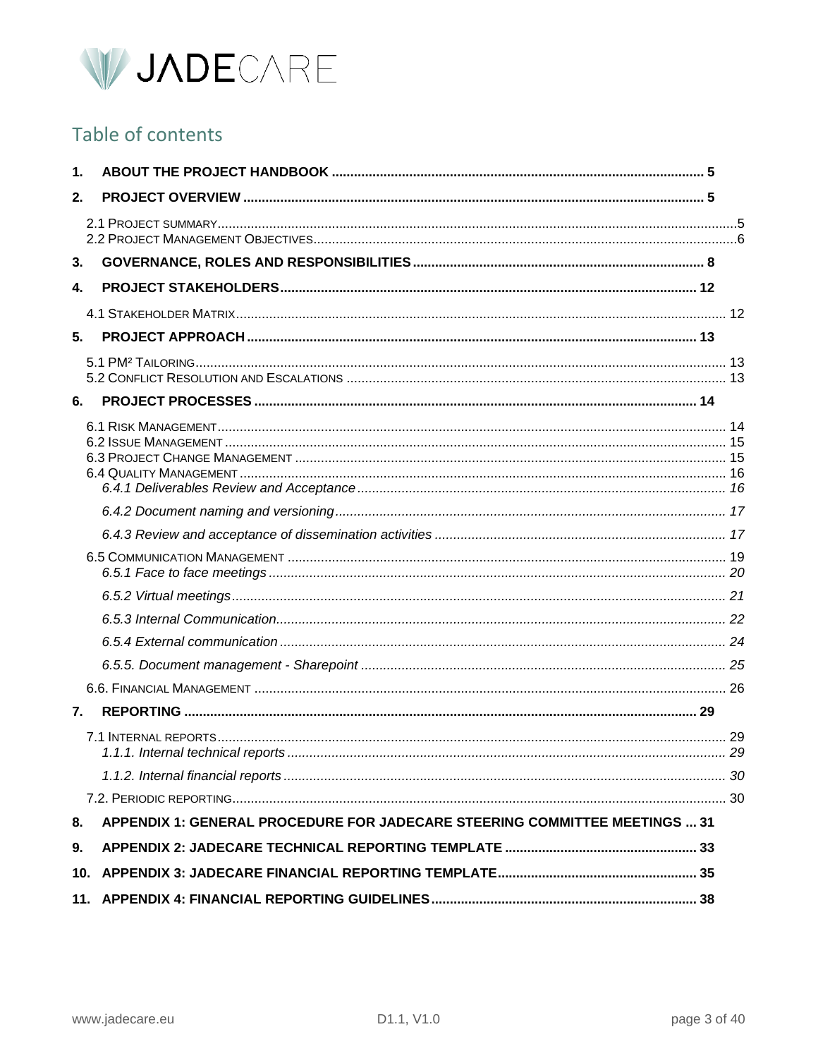## Table of contents

1. **ABOUT THE PROJECT HANDBOOK** ..... 5
2. **PROJECT OVERVIEW** ..... 5
   - 2.1 Project summary ..... 5
   - 2.2 Project Management Objectives ..... 6
3. **GOVERNANCE, ROLES AND RESPONSIBILITIES** ..... 8
4. **PROJECT STAKEHOLDERS** ..... 12
   - 4.1 Stakeholder Matrix ..... 12
5. **PROJECT APPROACH** ..... 13
   - 5.1 PM² Tailoring ..... 13
   - 5.2 Conflict Resolution and Escalations ..... 13
6. **PROJECT PROCESSES** ..... 14
   - 6.1 Risk Management ..... 14
   - 6.2 Issue Management ..... 15
   - 6.3 Project Change Management ..... 15
   - 6.4 Quality Management ..... 16
     - *6.4.1 Deliverables Review and Acceptance* ..... 16
     - *6.4.2 Document naming and versioning* ..... 17
     - *6.4.3 Review and acceptance of dissemination activities* ..... 17
   - 6.5 Communication Management ..... 19
     - *6.5.1 Face to face meetings* ..... 20
     - *6.5.2 Virtual meetings* ..... 21
     - *6.5.3 Internal Communication* ..... 22
     - *6.5.4 External communication* ..... 24
     - *6.5.5. Document management - Sharepoint* ..... 25
   - 6.6. Financial Management ..... 26
7. **REPORTING** ..... 29
   - 7.1 Internal reports ..... 29
     - *1.1.1. Internal technical reports* ..... 29
     - *1.1.2. Internal financial reports* ..... 30
   - 7.2. Periodic reporting ..... 30
8. **APPENDIX 1: GENERAL PROCEDURE FOR JADECARE STEERING COMMITTEE MEETINGS** ..... 31
9. **APPENDIX 2: JADECARE TECHNICAL REPORTING TEMPLATE** ..... 33
10. **APPENDIX 3: JADECARE FINANCIAL REPORTING TEMPLATE** ..... 35
11. **APPENDIX 4: FINANCIAL REPORTING GUIDELINES** ..... 38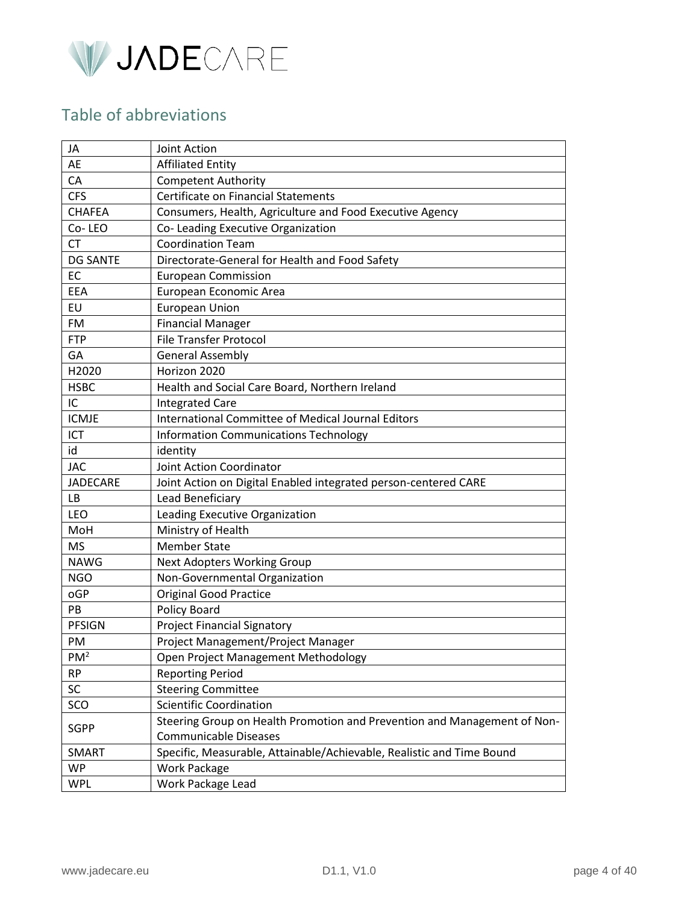## Table of abbreviations

| | |
|---|---|
| JA | Joint Action |
| AE | Affiliated Entity |
| CA | Competent Authority |
| CFS | Certificate on Financial Statements |
| CHAFEA | Consumers, Health, Agriculture and Food Executive Agency |
| Co- LEO | Co- Leading Executive Organization |
| CT | Coordination Team |
| DG SANTE | Directorate-General for Health and Food Safety |
| EC | European Commission |
| EEA | European Economic Area |
| EU | European Union |
| FM | Financial Manager |
| FTP | File Transfer Protocol |
| GA | General Assembly |
| H2020 | Horizon 2020 |
| HSBC | Health and Social Care Board, Northern Ireland |
| IC | Integrated Care |
| ICMJE | International Committee of Medical Journal Editors |
| ICT | Information Communications Technology |
| id | identity |
| JAC | Joint Action Coordinator |
| JADECARE | Joint Action on Digital Enabled integrated person-centered CARE |
| LB | Lead Beneficiary |
| LEO | Leading Executive Organization |
| MoH | Ministry of Health |
| MS | Member State |
| NAWG | Next Adopters Working Group |
| NGO | Non-Governmental Organization |
| oGP | Original Good Practice |
| PB | Policy Board |
| PFSIGN | Project Financial Signatory |
| PM | Project Management/Project Manager |
| $PM^2$ | Open Project Management Methodology |
| RP | Reporting Period |
| SC | Steering Committee |
| SCO | Scientific Coordination |
| SGPP | Steering Group on Health Promotion and Prevention and Management of Non-Communicable Diseases |
| SMART | Specific, Measurable, Attainable/Achievable, Realistic and Time Bound |
| WP | Work Package |
| WPL | Work Package Lead |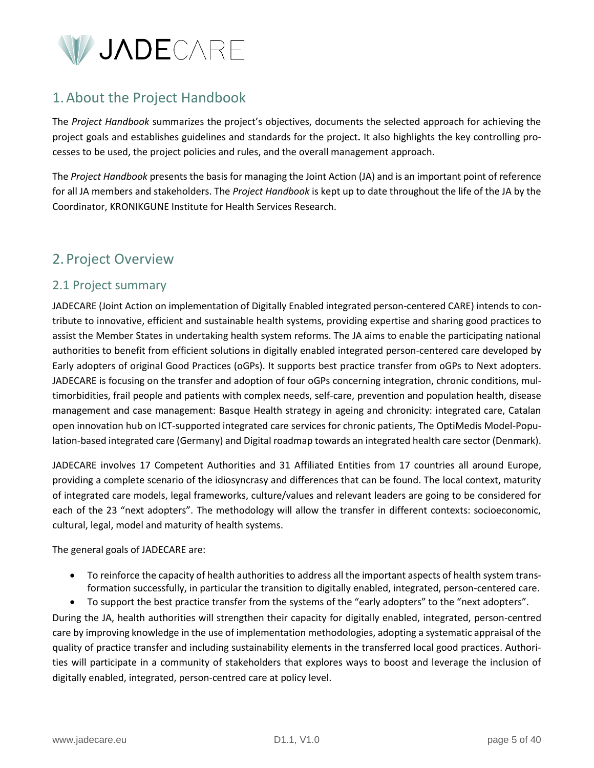# 1. About the Project Handbook

The *Project Handbook* summarizes the project's objectives, documents the selected approach for achieving the project goals and establishes guidelines and standards for the project**.** It also highlights the key controlling processes to be used, the project policies and rules, and the overall management approach.

The *Project Handbook* presents the basis for managing the Joint Action (JA) and is an important point of reference for all JA members and stakeholders. The *Project Handbook* is kept up to date throughout the life of the JA by the Coordinator, KRONIKGUNE Institute for Health Services Research.

# 2. Project Overview

## 2.1 Project summary

JADECARE (Joint Action on implementation of Digitally Enabled integrated person-centered CARE) intends to contribute to innovative, efficient and sustainable health systems, providing expertise and sharing good practices to assist the Member States in undertaking health system reforms. The JA aims to enable the participating national authorities to benefit from efficient solutions in digitally enabled integrated person-centered care developed by Early adopters of original Good Practices (oGPs). It supports best practice transfer from oGPs to Next adopters. JADECARE is focusing on the transfer and adoption of four oGPs concerning integration, chronic conditions, multimorbidities, frail people and patients with complex needs, self-care, prevention and population health, disease management and case management: Basque Health strategy in ageing and chronicity: integrated care, Catalan open innovation hub on ICT-supported integrated care services for chronic patients, The OptiMedis Model-Population-based integrated care (Germany) and Digital roadmap towards an integrated health care sector (Denmark).

JADECARE involves 17 Competent Authorities and 31 Affiliated Entities from 17 countries all around Europe, providing a complete scenario of the idiosyncrasy and differences that can be found. The local context, maturity of integrated care models, legal frameworks, culture/values and relevant leaders are going to be considered for each of the 23 "next adopters". The methodology will allow the transfer in different contexts: socioeconomic, cultural, legal, model and maturity of health systems.

The general goals of JADECARE are:

- To reinforce the capacity of health authorities to address all the important aspects of health system transformation successfully, in particular the transition to digitally enabled, integrated, person-centered care.
- To support the best practice transfer from the systems of the "early adopters" to the "next adopters".

During the JA, health authorities will strengthen their capacity for digitally enabled, integrated, person-centred care by improving knowledge in the use of implementation methodologies, adopting a systematic appraisal of the quality of practice transfer and including sustainability elements in the transferred local good practices. Authorities will participate in a community of stakeholders that explores ways to boost and leverage the inclusion of digitally enabled, integrated, person-centred care at policy level.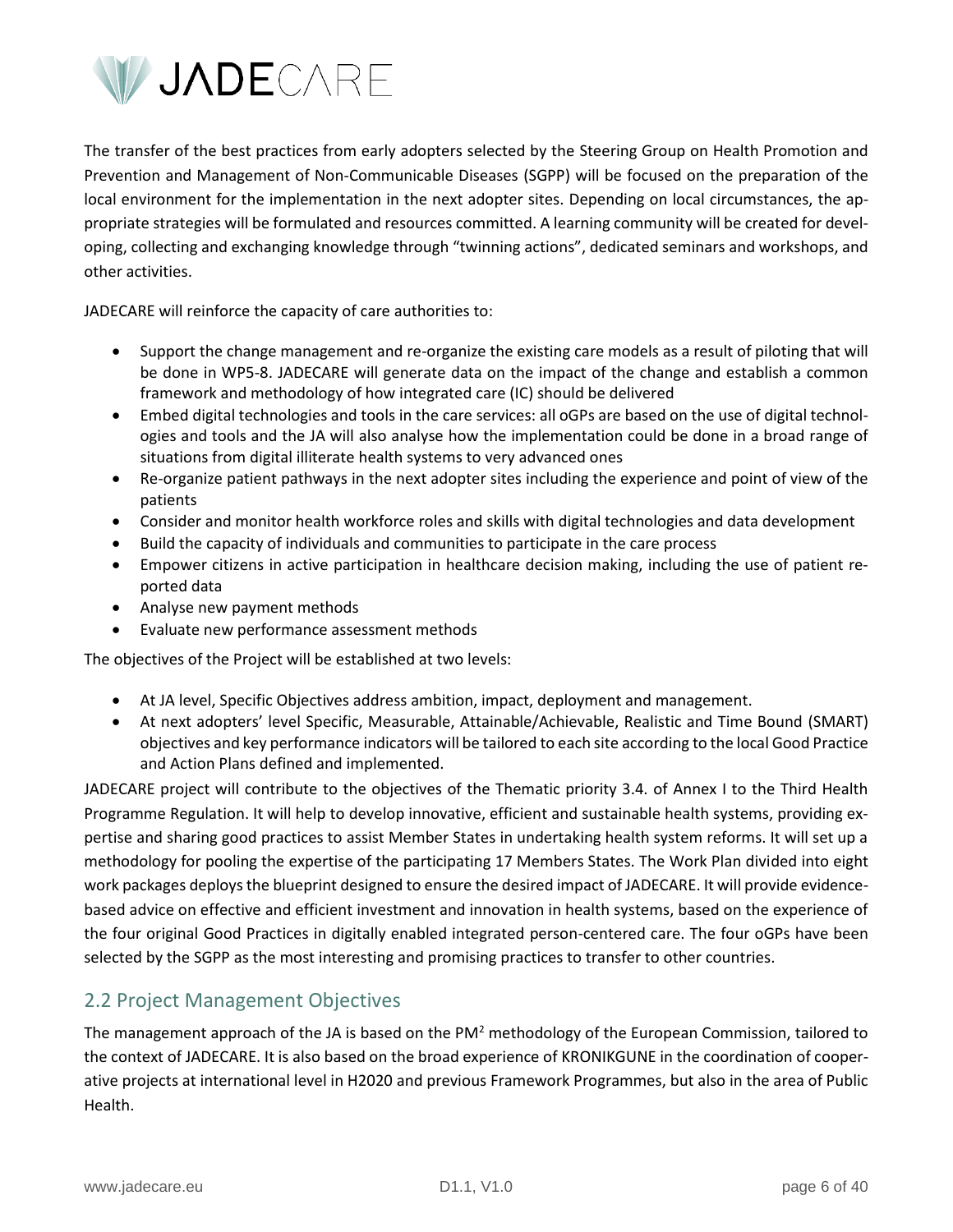The transfer of the best practices from early adopters selected by the Steering Group on Health Promotion and Prevention and Management of Non-Communicable Diseases (SGPP) will be focused on the preparation of the local environment for the implementation in the next adopter sites. Depending on local circumstances, the appropriate strategies will be formulated and resources committed. A learning community will be created for developing, collecting and exchanging knowledge through "twinning actions", dedicated seminars and workshops, and other activities.

JADECARE will reinforce the capacity of care authorities to:

- Support the change management and re-organize the existing care models as a result of piloting that will be done in WP5-8. JADECARE will generate data on the impact of the change and establish a common framework and methodology of how integrated care (IC) should be delivered
- Embed digital technologies and tools in the care services: all oGPs are based on the use of digital technologies and tools and the JA will also analyse how the implementation could be done in a broad range of situations from digital illiterate health systems to very advanced ones
- Re-organize patient pathways in the next adopter sites including the experience and point of view of the patients
- Consider and monitor health workforce roles and skills with digital technologies and data development
- Build the capacity of individuals and communities to participate in the care process
- Empower citizens in active participation in healthcare decision making, including the use of patient reported data
- Analyse new payment methods
- Evaluate new performance assessment methods

The objectives of the Project will be established at two levels:

- At JA level, Specific Objectives address ambition, impact, deployment and management.
- At next adopters' level Specific, Measurable, Attainable/Achievable, Realistic and Time Bound (SMART) objectives and key performance indicators will be tailored to each site according to the local Good Practice and Action Plans defined and implemented.

JADECARE project will contribute to the objectives of the Thematic priority 3.4. of Annex I to the Third Health Programme Regulation. It will help to develop innovative, efficient and sustainable health systems, providing expertise and sharing good practices to assist Member States in undertaking health system reforms. It will set up a methodology for pooling the expertise of the participating 17 Members States. The Work Plan divided into eight work packages deploys the blueprint designed to ensure the desired impact of JADECARE. It will provide evidence-based advice on effective and efficient investment and innovation in health systems, based on the experience of the four original Good Practices in digitally enabled integrated person-centered care. The four oGPs have been selected by the SGPP as the most interesting and promising practices to transfer to other countries.

## 2.2 Project Management Objectives

The management approach of the JA is based on the $PM^2$ methodology of the European Commission, tailored to the context of JADECARE. It is also based on the broad experience of KRONIKGUNE in the coordination of cooperative projects at international level in H2020 and previous Framework Programmes, but also in the area of Public Health.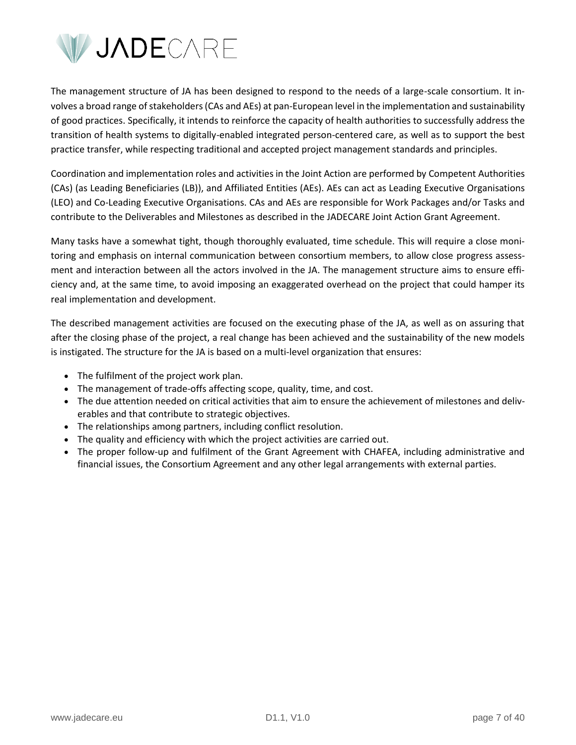The management structure of JA has been designed to respond to the needs of a large-scale consortium. It involves a broad range of stakeholders (CAs and AEs) at pan-European level in the implementation and sustainability of good practices. Specifically, it intends to reinforce the capacity of health authorities to successfully address the transition of health systems to digitally-enabled integrated person-centered care, as well as to support the best practice transfer, while respecting traditional and accepted project management standards and principles.

Coordination and implementation roles and activities in the Joint Action are performed by Competent Authorities (CAs) (as Leading Beneficiaries (LB)), and Affiliated Entities (AEs). AEs can act as Leading Executive Organisations (LEO) and Co-Leading Executive Organisations. CAs and AEs are responsible for Work Packages and/or Tasks and contribute to the Deliverables and Milestones as described in the JADECARE Joint Action Grant Agreement.

Many tasks have a somewhat tight, though thoroughly evaluated, time schedule. This will require a close monitoring and emphasis on internal communication between consortium members, to allow close progress assessment and interaction between all the actors involved in the JA. The management structure aims to ensure efficiency and, at the same time, to avoid imposing an exaggerated overhead on the project that could hamper its real implementation and development.

The described management activities are focused on the executing phase of the JA, as well as on assuring that after the closing phase of the project, a real change has been achieved and the sustainability of the new models is instigated. The structure for the JA is based on a multi-level organization that ensures:

- The fulfilment of the project work plan.
- The management of trade-offs affecting scope, quality, time, and cost.
- The due attention needed on critical activities that aim to ensure the achievement of milestones and deliverables and that contribute to strategic objectives.
- The relationships among partners, including conflict resolution.
- The quality and efficiency with which the project activities are carried out.
- The proper follow-up and fulfilment of the Grant Agreement with CHAFEA, including administrative and financial issues, the Consortium Agreement and any other legal arrangements with external parties.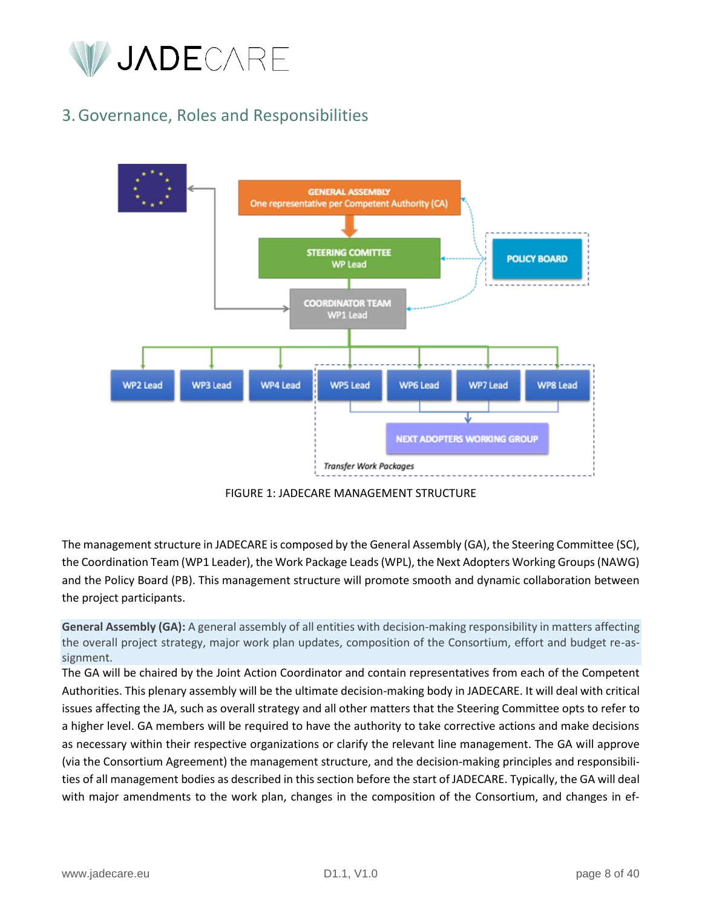## 3. Governance, Roles and Responsibilities

FIGURE 1: JADECARE MANAGEMENT STRUCTURE

The management structure in JADECARE is composed by the General Assembly (GA), the Steering Committee (SC), the Coordination Team (WP1 Leader), the Work Package Leads (WPL), the Next Adopters Working Groups (NAWG) and the Policy Board (PB). This management structure will promote smooth and dynamic collaboration between the project participants.

**General Assembly (GA):** A general assembly of all entities with decision-making responsibility in matters affecting the overall project strategy, major work plan updates, composition of the Consortium, effort and budget re-assignment.

The GA will be chaired by the Joint Action Coordinator and contain representatives from each of the Competent Authorities. This plenary assembly will be the ultimate decision-making body in JADECARE. It will deal with critical issues affecting the JA, such as overall strategy and all other matters that the Steering Committee opts to refer to a higher level. GA members will be required to have the authority to take corrective actions and make decisions as necessary within their respective organizations or clarify the relevant line management. The GA will approve (via the Consortium Agreement) the management structure, and the decision-making principles and responsibilities of all management bodies as described in this section before the start of JADECARE. Typically, the GA will deal with major amendments to the work plan, changes in the composition of the Consortium, and changes in ef-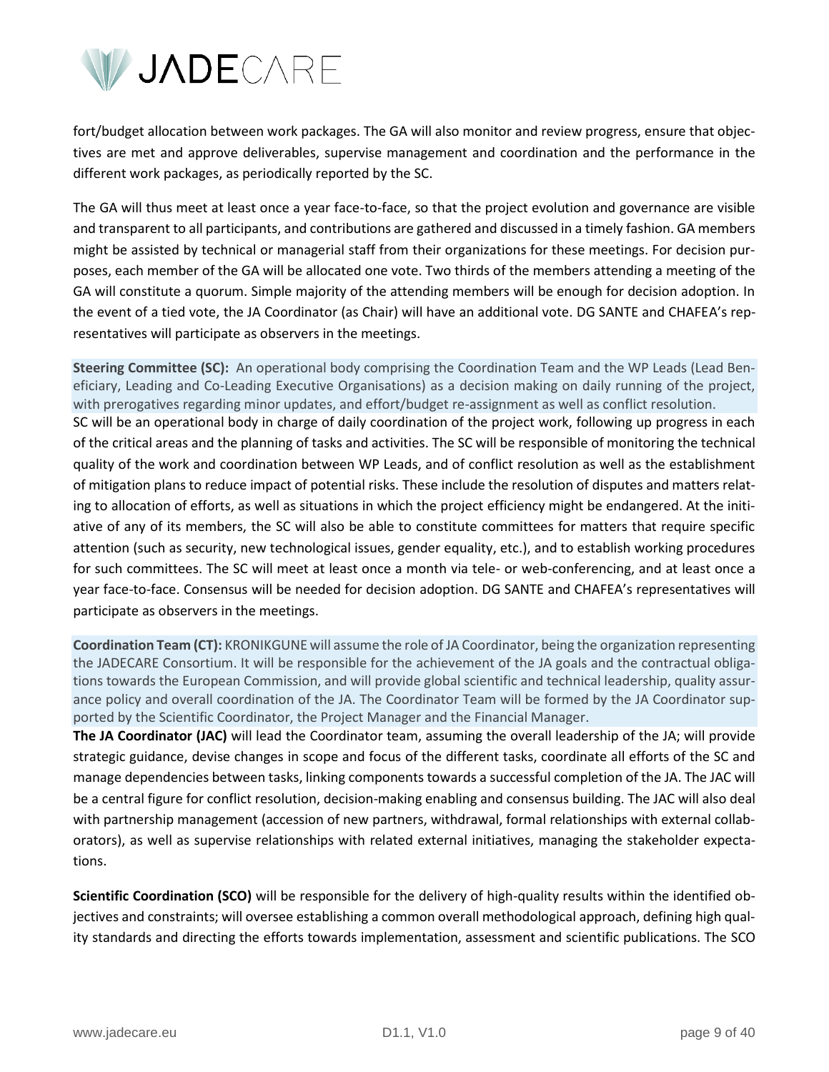fort/budget allocation between work packages. The GA will also monitor and review progress, ensure that objectives are met and approve deliverables, supervise management and coordination and the performance in the different work packages, as periodically reported by the SC.

The GA will thus meet at least once a year face-to-face, so that the project evolution and governance are visible and transparent to all participants, and contributions are gathered and discussed in a timely fashion. GA members might be assisted by technical or managerial staff from their organizations for these meetings. For decision purposes, each member of the GA will be allocated one vote. Two thirds of the members attending a meeting of the GA will constitute a quorum. Simple majority of the attending members will be enough for decision adoption. In the event of a tied vote, the JA Coordinator (as Chair) will have an additional vote. DG SANTE and CHAFEA's representatives will participate as observers in the meetings.

**Steering Committee (SC):** An operational body comprising the Coordination Team and the WP Leads (Lead Beneficiary, Leading and Co-Leading Executive Organisations) as a decision making on daily running of the project, with prerogatives regarding minor updates, and effort/budget re-assignment as well as conflict resolution.

SC will be an operational body in charge of daily coordination of the project work, following up progress in each of the critical areas and the planning of tasks and activities. The SC will be responsible of monitoring the technical quality of the work and coordination between WP Leads, and of conflict resolution as well as the establishment of mitigation plans to reduce impact of potential risks. These include the resolution of disputes and matters relating to allocation of efforts, as well as situations in which the project efficiency might be endangered. At the initiative of any of its members, the SC will also be able to constitute committees for matters that require specific attention (such as security, new technological issues, gender equality, etc.), and to establish working procedures for such committees. The SC will meet at least once a month via tele- or web-conferencing, and at least once a year face-to-face. Consensus will be needed for decision adoption. DG SANTE and CHAFEA's representatives will participate as observers in the meetings.

**Coordination Team (CT):** KRONIKGUNE will assume the role of JA Coordinator, being the organization representing the JADECARE Consortium. It will be responsible for the achievement of the JA goals and the contractual obligations towards the European Commission, and will provide global scientific and technical leadership, quality assurance policy and overall coordination of the JA. The Coordinator Team will be formed by the JA Coordinator supported by the Scientific Coordinator, the Project Manager and the Financial Manager.

**The JA Coordinator (JAC)** will lead the Coordinator team, assuming the overall leadership of the JA; will provide strategic guidance, devise changes in scope and focus of the different tasks, coordinate all efforts of the SC and manage dependencies between tasks, linking components towards a successful completion of the JA. The JAC will be a central figure for conflict resolution, decision-making enabling and consensus building. The JAC will also deal with partnership management (accession of new partners, withdrawal, formal relationships with external collaborators), as well as supervise relationships with related external initiatives, managing the stakeholder expectations.

**Scientific Coordination (SCO)** will be responsible for the delivery of high-quality results within the identified objectives and constraints; will oversee establishing a common overall methodological approach, defining high quality standards and directing the efforts towards implementation, assessment and scientific publications. The SCO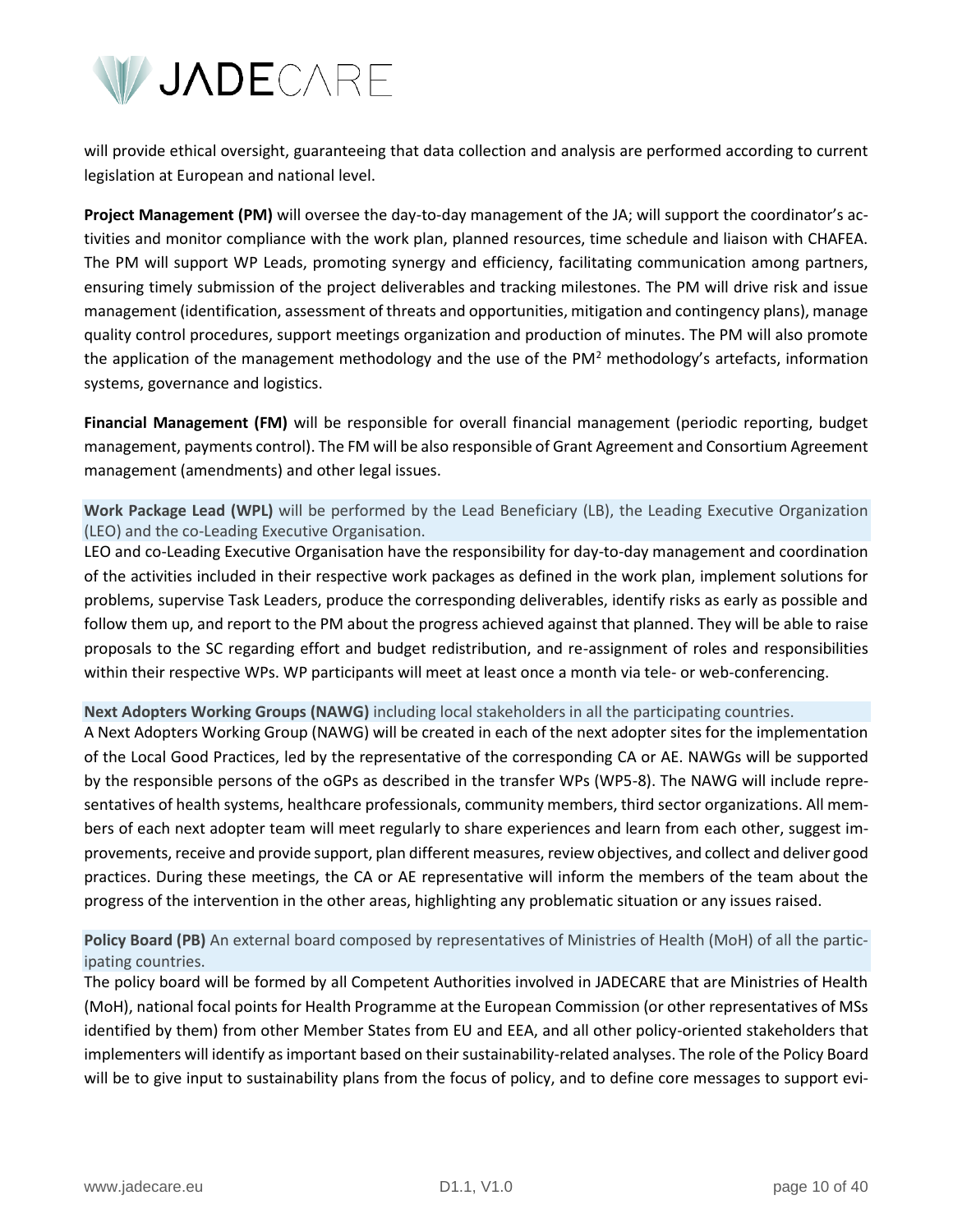will provide ethical oversight, guaranteeing that data collection and analysis are performed according to current legislation at European and national level.

**Project Management (PM)** will oversee the day-to-day management of the JA; will support the coordinator's activities and monitor compliance with the work plan, planned resources, time schedule and liaison with CHAFEA. The PM will support WP Leads, promoting synergy and efficiency, facilitating communication among partners, ensuring timely submission of the project deliverables and tracking milestones. The PM will drive risk and issue management (identification, assessment of threats and opportunities, mitigation and contingency plans), manage quality control procedures, support meetings organization and production of minutes. The PM will also promote the application of the management methodology and the use of the $PM^2$ methodology's artefacts, information systems, governance and logistics.

**Financial Management (FM)** will be responsible for overall financial management (periodic reporting, budget management, payments control). The FM will be also responsible of Grant Agreement and Consortium Agreement management (amendments) and other legal issues.

**Work Package Lead (WPL)** will be performed by the Lead Beneficiary (LB), the Leading Executive Organization (LEO) and the co-Leading Executive Organisation.

LEO and co-Leading Executive Organisation have the responsibility for day-to-day management and coordination of the activities included in their respective work packages as defined in the work plan, implement solutions for problems, supervise Task Leaders, produce the corresponding deliverables, identify risks as early as possible and follow them up, and report to the PM about the progress achieved against that planned. They will be able to raise proposals to the SC regarding effort and budget redistribution, and re-assignment of roles and responsibilities within their respective WPs. WP participants will meet at least once a month via tele- or web-conferencing.

**Next Adopters Working Groups (NAWG)** including local stakeholders in all the participating countries.

A Next Adopters Working Group (NAWG) will be created in each of the next adopter sites for the implementation of the Local Good Practices, led by the representative of the corresponding CA or AE. NAWGs will be supported by the responsible persons of the oGPs as described in the transfer WPs (WP5-8). The NAWG will include representatives of health systems, healthcare professionals, community members, third sector organizations. All members of each next adopter team will meet regularly to share experiences and learn from each other, suggest improvements, receive and provide support, plan different measures, review objectives, and collect and deliver good practices. During these meetings, the CA or AE representative will inform the members of the team about the progress of the intervention in the other areas, highlighting any problematic situation or any issues raised.

**Policy Board (PB)** An external board composed by representatives of Ministries of Health (MoH) of all the participating countries.

The policy board will be formed by all Competent Authorities involved in JADECARE that are Ministries of Health (MoH), national focal points for Health Programme at the European Commission (or other representatives of MSs identified by them) from other Member States from EU and EEA, and all other policy-oriented stakeholders that implementers will identify as important based on their sustainability-related analyses. The role of the Policy Board will be to give input to sustainability plans from the focus of policy, and to define core messages to support evi-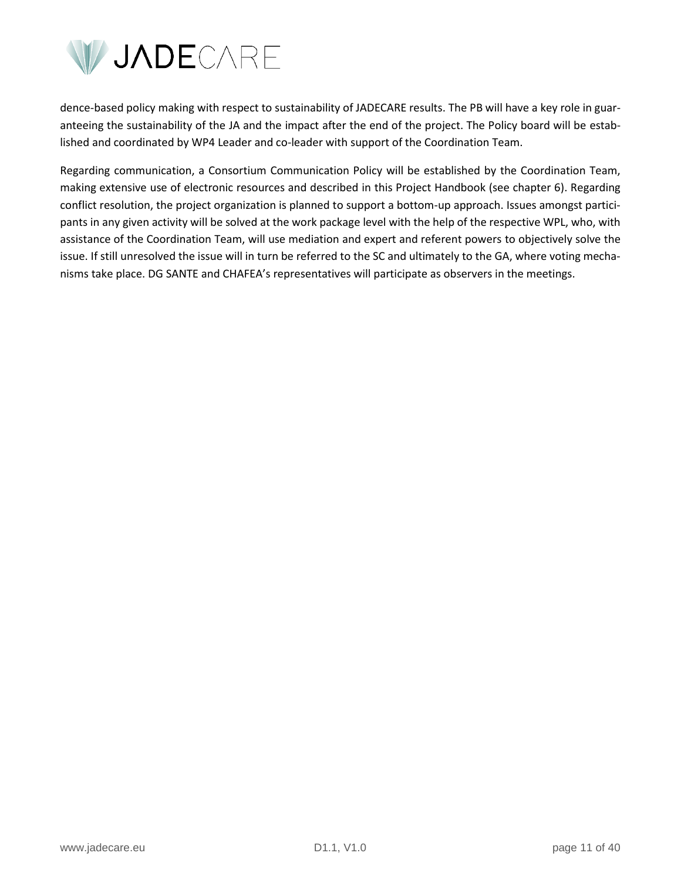dence-based policy making with respect to sustainability of JADECARE results. The PB will have a key role in guaranteeing the sustainability of the JA and the impact after the end of the project. The Policy board will be established and coordinated by WP4 Leader and co-leader with support of the Coordination Team.

Regarding communication, a Consortium Communication Policy will be established by the Coordination Team, making extensive use of electronic resources and described in this Project Handbook (see chapter 6). Regarding conflict resolution, the project organization is planned to support a bottom-up approach. Issues amongst participants in any given activity will be solved at the work package level with the help of the respective WPL, who, with assistance of the Coordination Team, will use mediation and expert and referent powers to objectively solve the issue. If still unresolved the issue will in turn be referred to the SC and ultimately to the GA, where voting mechanisms take place. DG SANTE and CHAFEA's representatives will participate as observers in the meetings.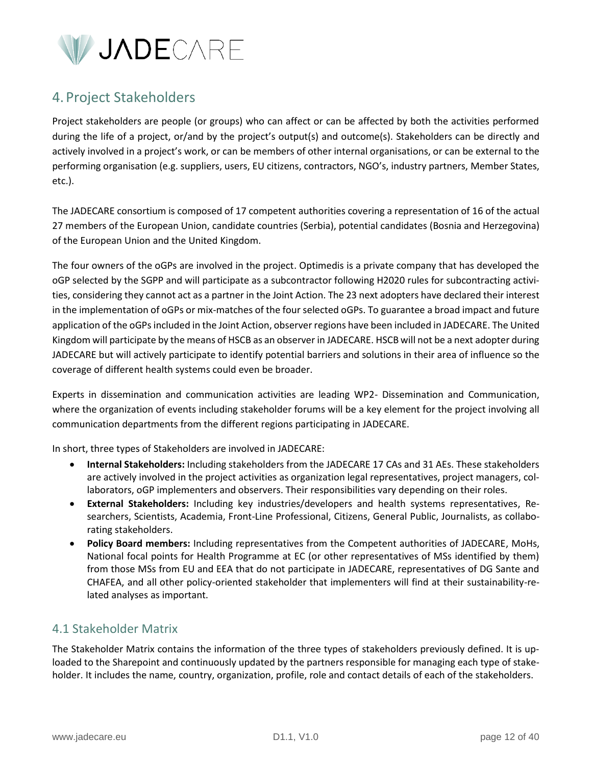## 4. Project Stakeholders

Project stakeholders are people (or groups) who can affect or can be affected by both the activities performed during the life of a project, or/and by the project's output(s) and outcome(s). Stakeholders can be directly and actively involved in a project's work, or can be members of other internal organisations, or can be external to the performing organisation (e.g. suppliers, users, EU citizens, contractors, NGO's, industry partners, Member States, etc.).

The JADECARE consortium is composed of 17 competent authorities covering a representation of 16 of the actual 27 members of the European Union, candidate countries (Serbia), potential candidates (Bosnia and Herzegovina) of the European Union and the United Kingdom.

The four owners of the oGPs are involved in the project. Optimedis is a private company that has developed the oGP selected by the SGPP and will participate as a subcontractor following H2020 rules for subcontracting activities, considering they cannot act as a partner in the Joint Action. The 23 next adopters have declared their interest in the implementation of oGPs or mix-matches of the four selected oGPs. To guarantee a broad impact and future application of the oGPs included in the Joint Action, observer regions have been included in JADECARE. The United Kingdom will participate by the means of HSCB as an observer in JADECARE. HSCB will not be a next adopter during JADECARE but will actively participate to identify potential barriers and solutions in their area of influence so the coverage of different health systems could even be broader.

Experts in dissemination and communication activities are leading WP2- Dissemination and Communication, where the organization of events including stakeholder forums will be a key element for the project involving all communication departments from the different regions participating in JADECARE.

In short, three types of Stakeholders are involved in JADECARE:

- **Internal Stakeholders:** Including stakeholders from the JADECARE 17 CAs and 31 AEs. These stakeholders are actively involved in the project activities as organization legal representatives, project managers, collaborators, oGP implementers and observers. Their responsibilities vary depending on their roles.
- **External Stakeholders:** Including key industries/developers and health systems representatives, Researchers, Scientists, Academia, Front-Line Professional, Citizens, General Public, Journalists, as collaborating stakeholders.
- **Policy Board members:** Including representatives from the Competent authorities of JADECARE, MoHs, National focal points for Health Programme at EC (or other representatives of MSs identified by them) from those MSs from EU and EEA that do not participate in JADECARE, representatives of DG Sante and CHAFEA, and all other policy-oriented stakeholder that implementers will find at their sustainability-related analyses as important.

### 4.1 Stakeholder Matrix

The Stakeholder Matrix contains the information of the three types of stakeholders previously defined. It is uploaded to the Sharepoint and continuously updated by the partners responsible for managing each type of stakeholder. It includes the name, country, organization, profile, role and contact details of each of the stakeholders.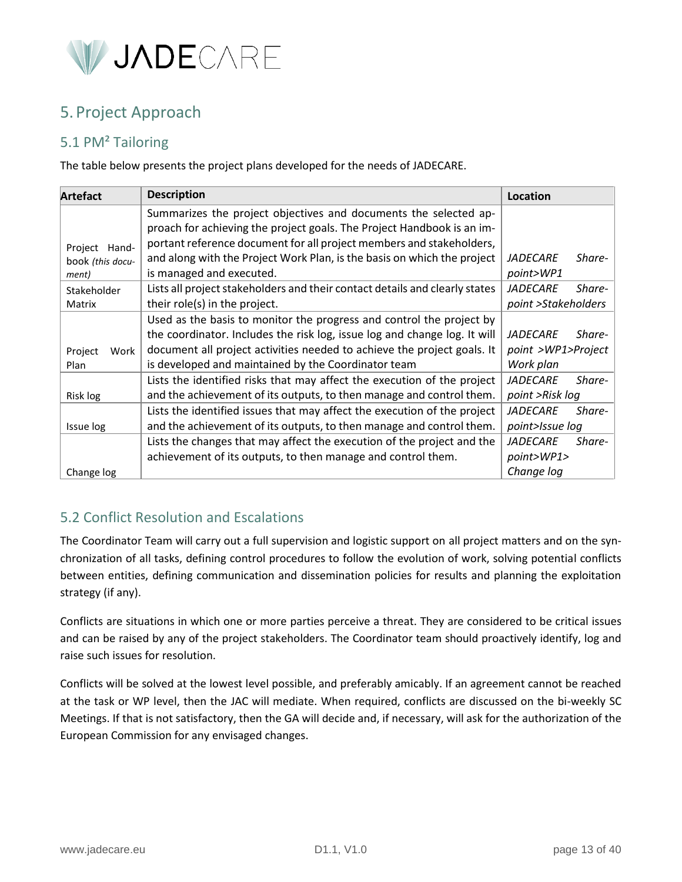# 5. Project Approach

## 5.1 PM² Tailoring

The table below presents the project plans developed for the needs of JADECARE.

| Artefact | Description | Location |
|---|---|---|
| Project Handbook *(this document)* | Summarizes the project objectives and documents the selected approach for achieving the project goals. The Project Handbook is an important reference document for all project members and stakeholders, and along with the Project Work Plan, is the basis on which the project is managed and executed. | *JADECARE Sharepoint>WP1* |
| Stakeholder Matrix | Lists all project stakeholders and their contact details and clearly states their role(s) in the project. | *JADECARE Sharepoint >Stakeholders* |
| Project Work Plan | Used as the basis to monitor the progress and control the project by the coordinator. Includes the risk log, issue log and change log. It will document all project activities needed to achieve the project goals. It is developed and maintained by the Coordinator team | *JADECARE Sharepoint >WP1>Project Work plan* |
| Risk log | Lists the identified risks that may affect the execution of the project and the achievement of its outputs, to then manage and control them. | *JADECARE Sharepoint >Risk log* |
| Issue log | Lists the identified issues that may affect the execution of the project and the achievement of its outputs, to then manage and control them. | *JADECARE Sharepoint>Issue log* |
| Change log | Lists the changes that may affect the execution of the project and the achievement of its outputs, to then manage and control them. | *JADECARE Sharepoint>WP1> Change log* |

## 5.2 Conflict Resolution and Escalations

The Coordinator Team will carry out a full supervision and logistic support on all project matters and on the synchronization of all tasks, defining control procedures to follow the evolution of work, solving potential conflicts between entities, defining communication and dissemination policies for results and planning the exploitation strategy (if any).

Conflicts are situations in which one or more parties perceive a threat. They are considered to be critical issues and can be raised by any of the project stakeholders. The Coordinator team should proactively identify, log and raise such issues for resolution.

Conflicts will be solved at the lowest level possible, and preferably amicably. If an agreement cannot be reached at the task or WP level, then the JAC will mediate. When required, conflicts are discussed on the bi-weekly SC Meetings. If that is not satisfactory, then the GA will decide and, if necessary, will ask for the authorization of the European Commission for any envisaged changes.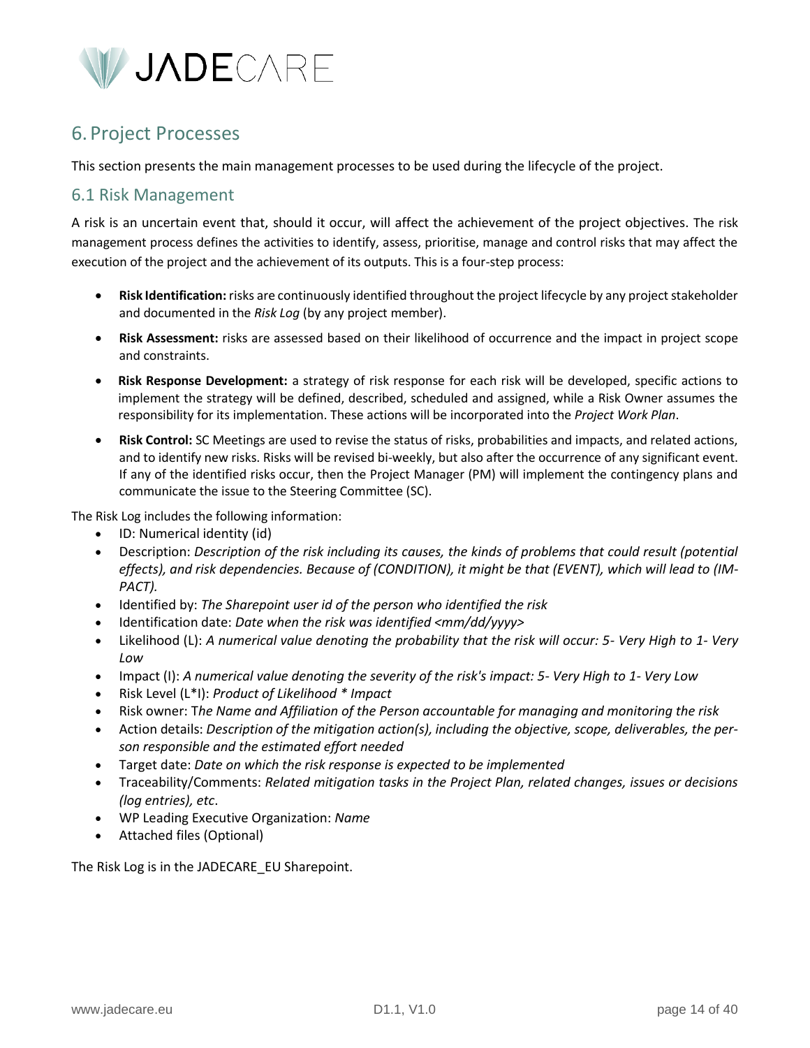# 6. Project Processes

This section presents the main management processes to be used during the lifecycle of the project.

## 6.1 Risk Management

A risk is an uncertain event that, should it occur, will affect the achievement of the project objectives. The risk management process defines the activities to identify, assess, prioritise, manage and control risks that may affect the execution of the project and the achievement of its outputs. This is a four-step process:

- **Risk Identification:** risks are continuously identified throughout the project lifecycle by any project stakeholder and documented in the *Risk Log* (by any project member).
- **Risk Assessment:** risks are assessed based on their likelihood of occurrence and the impact in project scope and constraints.
- **Risk Response Development:** a strategy of risk response for each risk will be developed, specific actions to implement the strategy will be defined, described, scheduled and assigned, while a Risk Owner assumes the responsibility for its implementation. These actions will be incorporated into the *Project Work Plan*.
- **Risk Control:** SC Meetings are used to revise the status of risks, probabilities and impacts, and related actions, and to identify new risks. Risks will be revised bi-weekly, but also after the occurrence of any significant event. If any of the identified risks occur, then the Project Manager (PM) will implement the contingency plans and communicate the issue to the Steering Committee (SC).

The Risk Log includes the following information:

- ID: Numerical identity (id)
- Description: *Description of the risk including its causes, the kinds of problems that could result (potential effects), and risk dependencies. Because of (CONDITION), it might be that (EVENT), which will lead to (IMPACT).*
- Identified by: *The Sharepoint user id of the person who identified the risk*
- Identification date: *Date when the risk was identified <mm/dd/yyyy>*
- Likelihood (L): *A numerical value denoting the probability that the risk will occur: 5- Very High to 1- Very Low*
- Impact (I): *A numerical value denoting the severity of the risk's impact: 5- Very High to 1- Very Low*
- Risk Level (L*I): *Product of Likelihood * Impact*
- Risk owner: T*he Name and Affiliation of the Person accountable for managing and monitoring the risk*
- Action details: *Description of the mitigation action(s), including the objective, scope, deliverables, the person responsible and the estimated effort needed*
- Target date: *Date on which the risk response is expected to be implemented*
- Traceability/Comments: *Related mitigation tasks in the Project Plan, related changes, issues or decisions (log entries), etc*.
- WP Leading Executive Organization: *Name*
- Attached files (Optional)

The Risk Log is in the JADECARE_EU Sharepoint.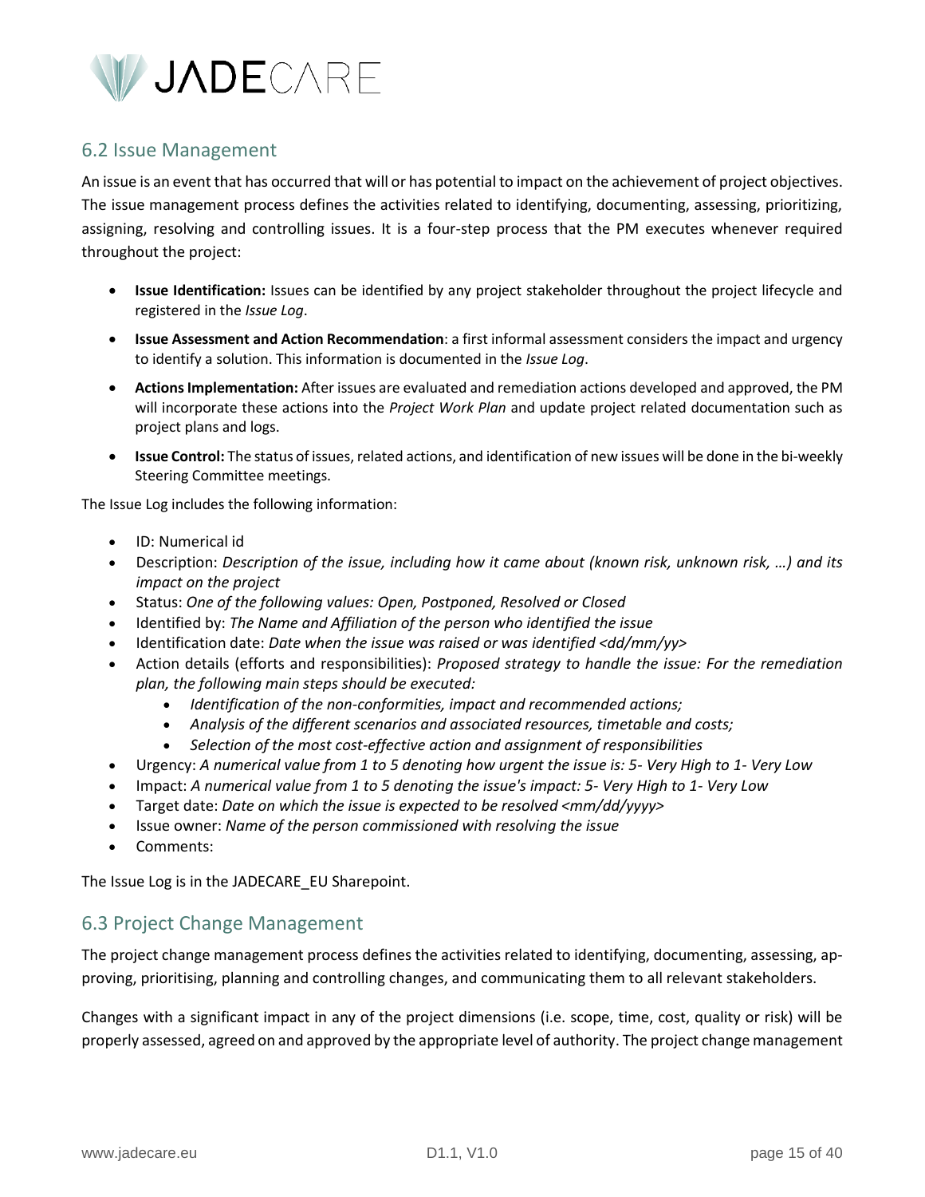## 6.2 Issue Management

An issue is an event that has occurred that will or has potential to impact on the achievement of project objectives. The issue management process defines the activities related to identifying, documenting, assessing, prioritizing, assigning, resolving and controlling issues. It is a four-step process that the PM executes whenever required throughout the project:

- **Issue Identification:** Issues can be identified by any project stakeholder throughout the project lifecycle and registered in the *Issue Log*.
- **Issue Assessment and Action Recommendation**: a first informal assessment considers the impact and urgency to identify a solution. This information is documented in the *Issue Log*.
- **Actions Implementation:** After issues are evaluated and remediation actions developed and approved, the PM will incorporate these actions into the *Project Work Plan* and update project related documentation such as project plans and logs.
- **Issue Control:** The status of issues, related actions, and identification of new issues will be done in the bi-weekly Steering Committee meetings.

The Issue Log includes the following information:

- ID: Numerical id
- Description: *Description of the issue, including how it came about (known risk, unknown risk, …) and its impact on the project*
- Status: *One of the following values: Open, Postponed, Resolved or Closed*
- Identified by: *The Name and Affiliation of the person who identified the issue*
- Identification date: *Date when the issue was raised or was identified <dd/mm/yy>*
- Action details (efforts and responsibilities): *Proposed strategy to handle the issue: For the remediation plan, the following main steps should be executed:*
  - *Identification of the non-conformities, impact and recommended actions;*
  - *Analysis of the different scenarios and associated resources, timetable and costs;*
  - *Selection of the most cost-effective action and assignment of responsibilities*
- Urgency: *A numerical value from 1 to 5 denoting how urgent the issue is: 5- Very High to 1- Very Low*
- Impact: *A numerical value from 1 to 5 denoting the issue's impact: 5- Very High to 1- Very Low*
- Target date: *Date on which the issue is expected to be resolved <mm/dd/yyyy>*
- Issue owner: *Name of the person commissioned with resolving the issue*
- Comments:

The Issue Log is in the JADECARE_EU Sharepoint.

## 6.3 Project Change Management

The project change management process defines the activities related to identifying, documenting, assessing, approving, prioritising, planning and controlling changes, and communicating them to all relevant stakeholders.

Changes with a significant impact in any of the project dimensions (i.e. scope, time, cost, quality or risk) will be properly assessed, agreed on and approved by the appropriate level of authority. The project change management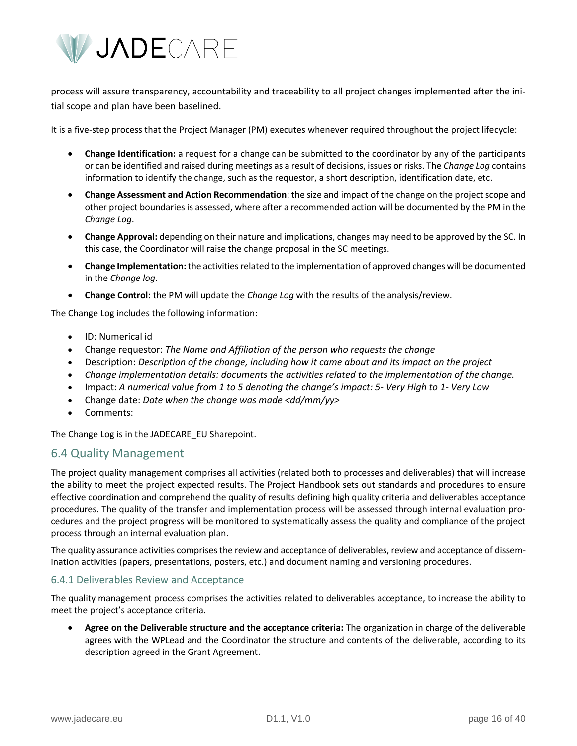process will assure transparency, accountability and traceability to all project changes implemented after the initial scope and plan have been baselined.

It is a five-step process that the Project Manager (PM) executes whenever required throughout the project lifecycle:

- **Change Identification:** a request for a change can be submitted to the coordinator by any of the participants or can be identified and raised during meetings as a result of decisions, issues or risks. The *Change Log* contains information to identify the change, such as the requestor, a short description, identification date, etc.
- **Change Assessment and Action Recommendation**: the size and impact of the change on the project scope and other project boundaries is assessed, where after a recommended action will be documented by the PM in the *Change Log*.
- **Change Approval:** depending on their nature and implications, changes may need to be approved by the SC. In this case, the Coordinator will raise the change proposal in the SC meetings.
- **Change Implementation:** the activities related to the implementation of approved changes will be documented in the *Change log*.
- **Change Control:** the PM will update the *Change Log* with the results of the analysis/review.

The Change Log includes the following information:

- ID: Numerical id
- Change requestor: *The Name and Affiliation of the person who requests the change*
- Description: *Description of the change, including how it came about and its impact on the project*
- *Change implementation details: documents the activities related to the implementation of the change.*
- Impact: *A numerical value from 1 to 5 denoting the change's impact: 5- Very High to 1- Very Low*
- Change date: *Date when the change was made <dd/mm/yy>*
- Comments:

The Change Log is in the JADECARE_EU Sharepoint.

## 6.4 Quality Management

The project quality management comprises all activities (related both to processes and deliverables) that will increase the ability to meet the project expected results. The Project Handbook sets out standards and procedures to ensure effective coordination and comprehend the quality of results defining high quality criteria and deliverables acceptance procedures. The quality of the transfer and implementation process will be assessed through internal evaluation procedures and the project progress will be monitored to systematically assess the quality and compliance of the project process through an internal evaluation plan.

The quality assurance activities comprises the review and acceptance of deliverables, review and acceptance of dissemination activities (papers, presentations, posters, etc.) and document naming and versioning procedures.

### 6.4.1 Deliverables Review and Acceptance

The quality management process comprises the activities related to deliverables acceptance, to increase the ability to meet the project's acceptance criteria.

- **Agree on the Deliverable structure and the acceptance criteria:** The organization in charge of the deliverable agrees with the WPLead and the Coordinator the structure and contents of the deliverable, according to its description agreed in the Grant Agreement.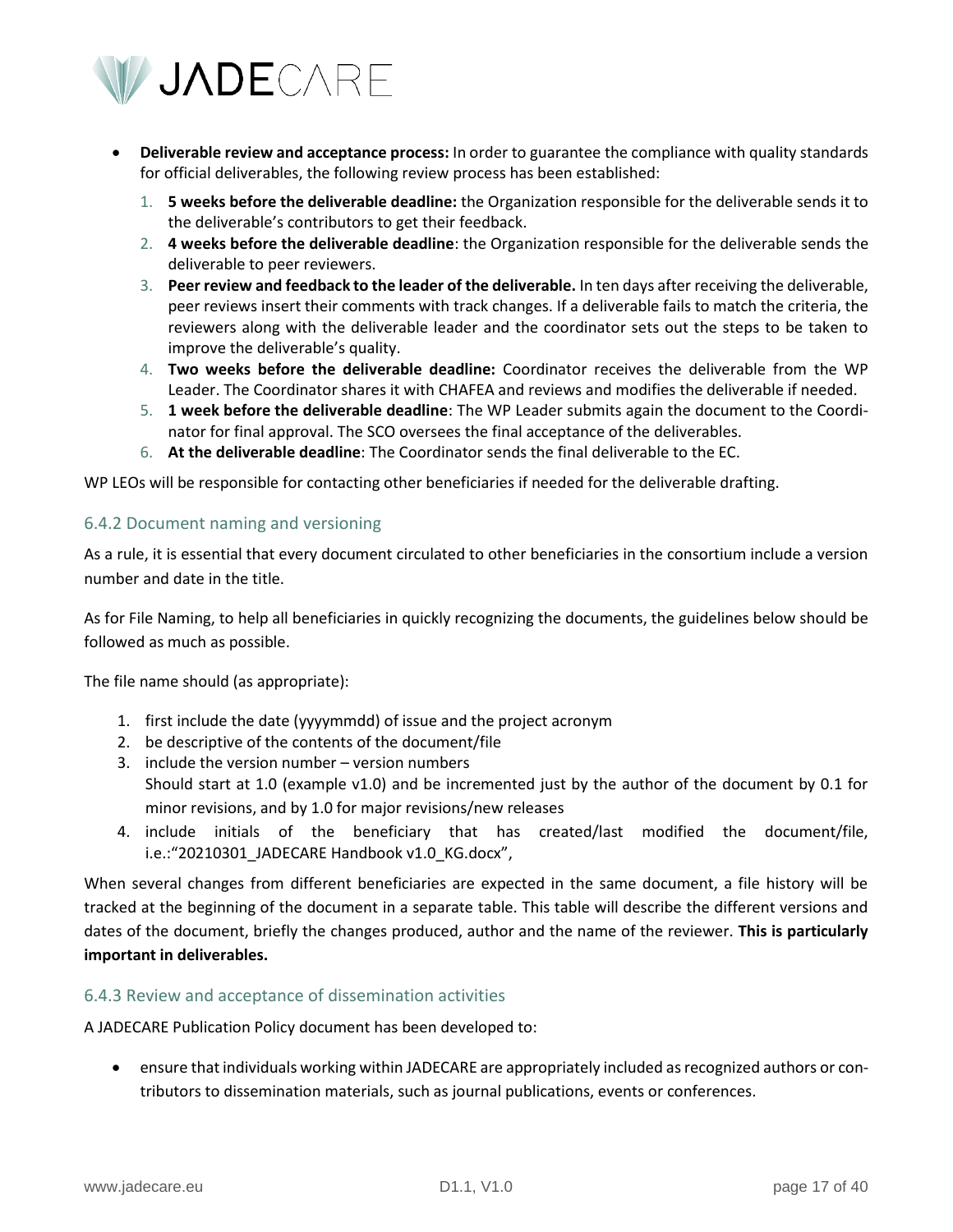- **Deliverable review and acceptance process:** In order to guarantee the compliance with quality standards for official deliverables, the following review process has been established:
  1. **5 weeks before the deliverable deadline:** the Organization responsible for the deliverable sends it to the deliverable's contributors to get their feedback.
  2. **4 weeks before the deliverable deadline**: the Organization responsible for the deliverable sends the deliverable to peer reviewers.
  3. **Peer review and feedback to the leader of the deliverable.** In ten days after receiving the deliverable, peer reviews insert their comments with track changes. If a deliverable fails to match the criteria, the reviewers along with the deliverable leader and the coordinator sets out the steps to be taken to improve the deliverable's quality.
  4. **Two weeks before the deliverable deadline:** Coordinator receives the deliverable from the WP Leader. The Coordinator shares it with CHAFEA and reviews and modifies the deliverable if needed.
  5. **1 week before the deliverable deadline**: The WP Leader submits again the document to the Coordinator for final approval. The SCO oversees the final acceptance of the deliverables.
  6. **At the deliverable deadline**: The Coordinator sends the final deliverable to the EC.

WP LEOs will be responsible for contacting other beneficiaries if needed for the deliverable drafting.

### 6.4.2 Document naming and versioning

As a rule, it is essential that every document circulated to other beneficiaries in the consortium include a version number and date in the title.

As for File Naming, to help all beneficiaries in quickly recognizing the documents, the guidelines below should be followed as much as possible.

The file name should (as appropriate):

1. first include the date (yyyymmdd) of issue and the project acronym
2. be descriptive of the contents of the document/file
3. include the version number – version numbers
   Should start at 1.0 (example v1.0) and be incremented just by the author of the document by 0.1 for minor revisions, and by 1.0 for major revisions/new releases
4. include initials of the beneficiary that has created/last modified the document/file, i.e.:"20210301_JADECARE Handbook v1.0_KG.docx",

When several changes from different beneficiaries are expected in the same document, a file history will be tracked at the beginning of the document in a separate table. This table will describe the different versions and dates of the document, briefly the changes produced, author and the name of the reviewer. **This is particularly important in deliverables.**

### 6.4.3 Review and acceptance of dissemination activities

A JADECARE Publication Policy document has been developed to:

- ensure that individuals working within JADECARE are appropriately included as recognized authors or contributors to dissemination materials, such as journal publications, events or conferences.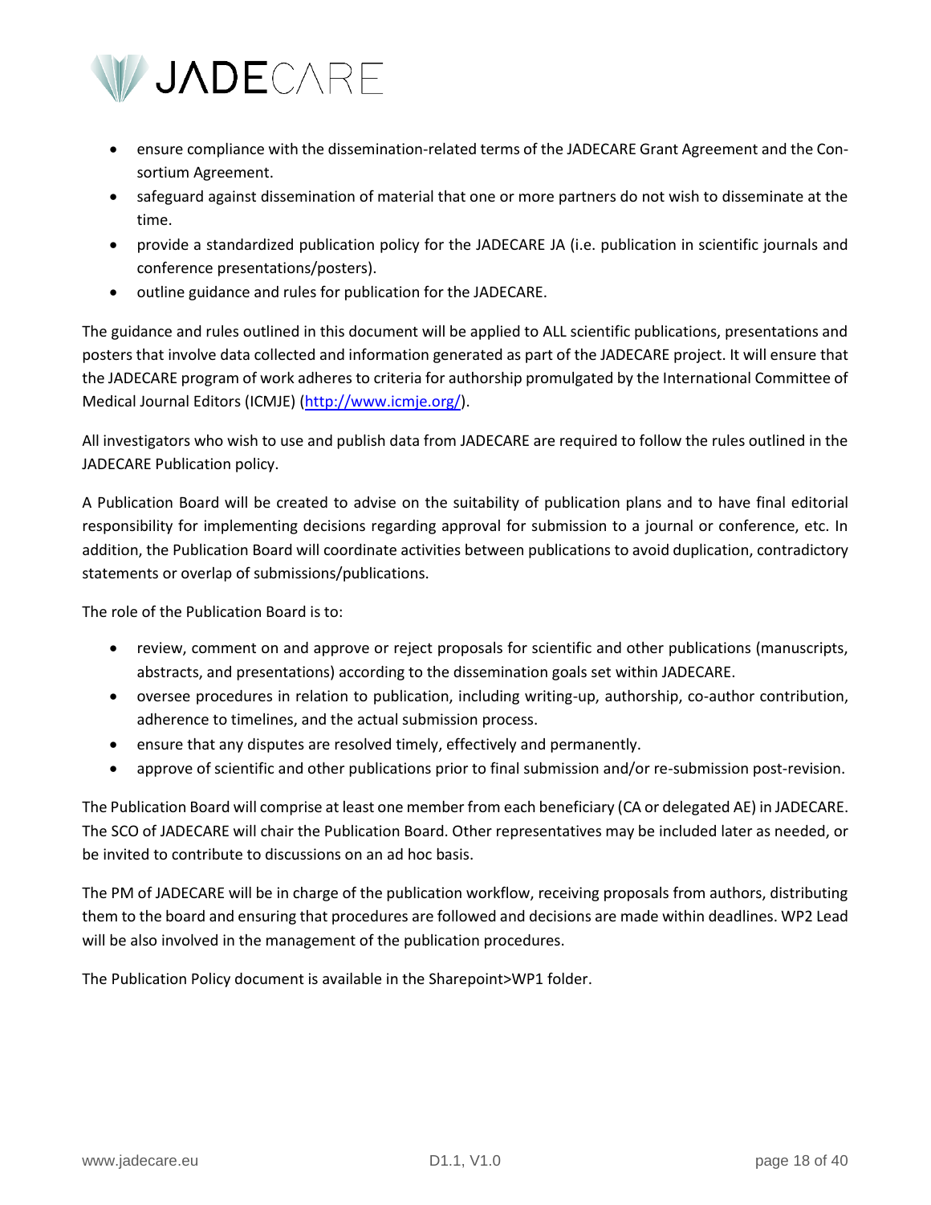- ensure compliance with the dissemination-related terms of the JADECARE Grant Agreement and the Consortium Agreement.
- safeguard against dissemination of material that one or more partners do not wish to disseminate at the time.
- provide a standardized publication policy for the JADECARE JA (i.e. publication in scientific journals and conference presentations/posters).
- outline guidance and rules for publication for the JADECARE.

The guidance and rules outlined in this document will be applied to ALL scientific publications, presentations and posters that involve data collected and information generated as part of the JADECARE project. It will ensure that the JADECARE program of work adheres to criteria for authorship promulgated by the International Committee of Medical Journal Editors (ICMJE) (http://www.icmje.org/).

All investigators who wish to use and publish data from JADECARE are required to follow the rules outlined in the JADECARE Publication policy.

A Publication Board will be created to advise on the suitability of publication plans and to have final editorial responsibility for implementing decisions regarding approval for submission to a journal or conference, etc. In addition, the Publication Board will coordinate activities between publications to avoid duplication, contradictory statements or overlap of submissions/publications.

The role of the Publication Board is to:

- review, comment on and approve or reject proposals for scientific and other publications (manuscripts, abstracts, and presentations) according to the dissemination goals set within JADECARE.
- oversee procedures in relation to publication, including writing-up, authorship, co-author contribution, adherence to timelines, and the actual submission process.
- ensure that any disputes are resolved timely, effectively and permanently.
- approve of scientific and other publications prior to final submission and/or re-submission post-revision.

The Publication Board will comprise at least one member from each beneficiary (CA or delegated AE) in JADECARE. The SCO of JADECARE will chair the Publication Board. Other representatives may be included later as needed, or be invited to contribute to discussions on an ad hoc basis.

The PM of JADECARE will be in charge of the publication workflow, receiving proposals from authors, distributing them to the board and ensuring that procedures are followed and decisions are made within deadlines. WP2 Lead will be also involved in the management of the publication procedures.

The Publication Policy document is available in the Sharepoint>WP1 folder.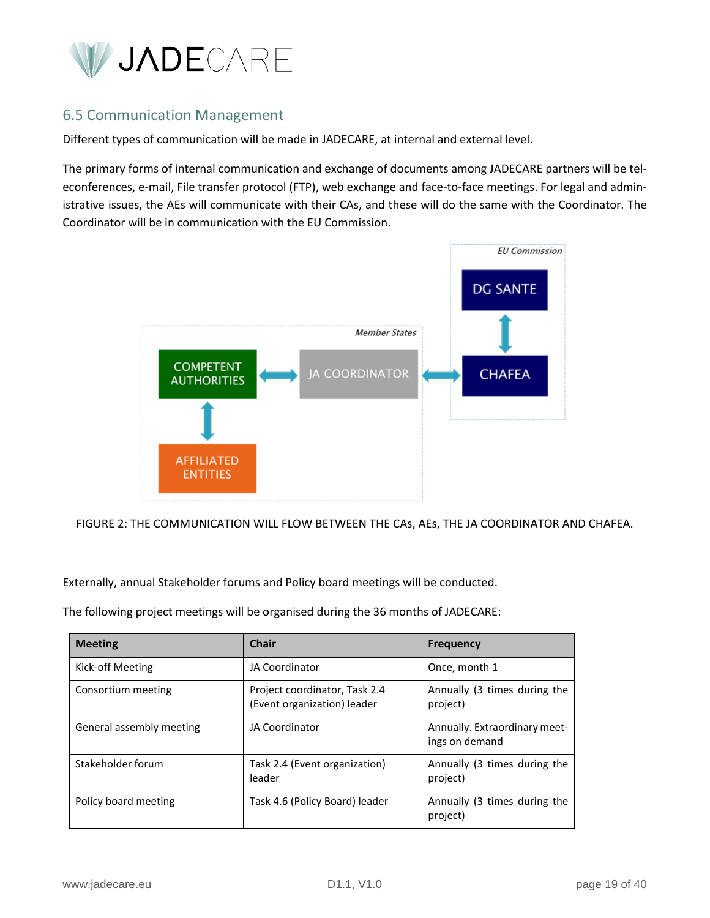## 6.5 Communication Management

Different types of communication will be made in JADECARE, at internal and external level.

The primary forms of internal communication and exchange of documents among JADECARE partners will be teleconferences, e-mail, File transfer protocol (FTP), web exchange and face-to-face meetings. For legal and administrative issues, the AEs will communicate with their CAs, and these will do the same with the Coordinator. The Coordinator will be in communication with the EU Commission.

FIGURE 2: THE COMMUNICATION WILL FLOW BETWEEN THE CAs, AEs, THE JA COORDINATOR AND CHAFEA.

Externally, annual Stakeholder forums and Policy board meetings will be conducted.

The following project meetings will be organised during the 36 months of JADECARE:

| Meeting | Chair | Frequency |
|---|---|---|
| Kick-off Meeting | JA Coordinator | Once, month 1 |
| Consortium meeting | Project coordinator, Task 2.4 (Event organization) leader | Annually (3 times during the project) |
| General assembly meeting | JA Coordinator | Annually. Extraordinary meetings on demand |
| Stakeholder forum | Task 2.4 (Event organization) leader | Annually (3 times during the project) |
| Policy board meeting | Task 4.6 (Policy Board) leader | Annually (3 times during the project) |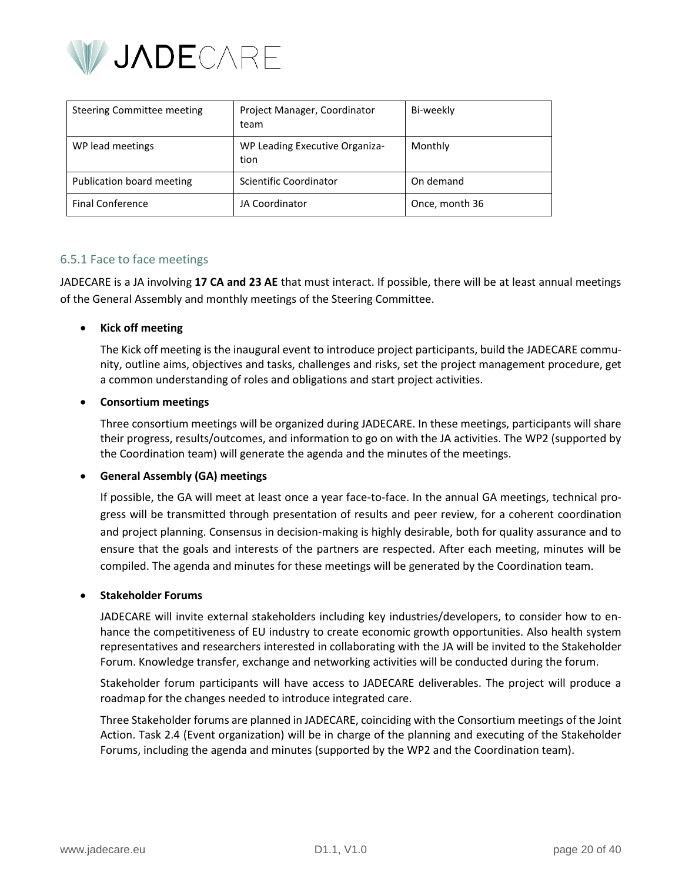| Steering Committee meeting | Project Manager, Coordinator team | Bi-weekly |
|---|---|---|
| WP lead meetings | WP Leading Executive Organization | Monthly |
| Publication board meeting | Scientific Coordinator | On demand |
| Final Conference | JA Coordinator | Once, month 36 |

### 6.5.1 Face to face meetings

JADECARE is a JA involving **17 CA and 23 AE** that must interact. If possible, there will be at least annual meetings of the General Assembly and monthly meetings of the Steering Committee.

- **Kick off meeting**

  The Kick off meeting is the inaugural event to introduce project participants, build the JADECARE community, outline aims, objectives and tasks, challenges and risks, set the project management procedure, get a common understanding of roles and obligations and start project activities.

- **Consortium meetings**

  Three consortium meetings will be organized during JADECARE. In these meetings, participants will share their progress, results/outcomes, and information to go on with the JA activities. The WP2 (supported by the Coordination team) will generate the agenda and the minutes of the meetings.

- **General Assembly (GA) meetings**

  If possible, the GA will meet at least once a year face-to-face. In the annual GA meetings, technical progress will be transmitted through presentation of results and peer review, for a coherent coordination and project planning. Consensus in decision-making is highly desirable, both for quality assurance and to ensure that the goals and interests of the partners are respected. After each meeting, minutes will be compiled. The agenda and minutes for these meetings will be generated by the Coordination team.

- **Stakeholder Forums**

  JADECARE will invite external stakeholders including key industries/developers, to consider how to enhance the competitiveness of EU industry to create economic growth opportunities. Also health system representatives and researchers interested in collaborating with the JA will be invited to the Stakeholder Forum. Knowledge transfer, exchange and networking activities will be conducted during the forum.

  Stakeholder forum participants will have access to JADECARE deliverables. The project will produce a roadmap for the changes needed to introduce integrated care.

  Three Stakeholder forums are planned in JADECARE, coinciding with the Consortium meetings of the Joint Action. Task 2.4 (Event organization) will be in charge of the planning and executing of the Stakeholder Forums, including the agenda and minutes (supported by the WP2 and the Coordination team).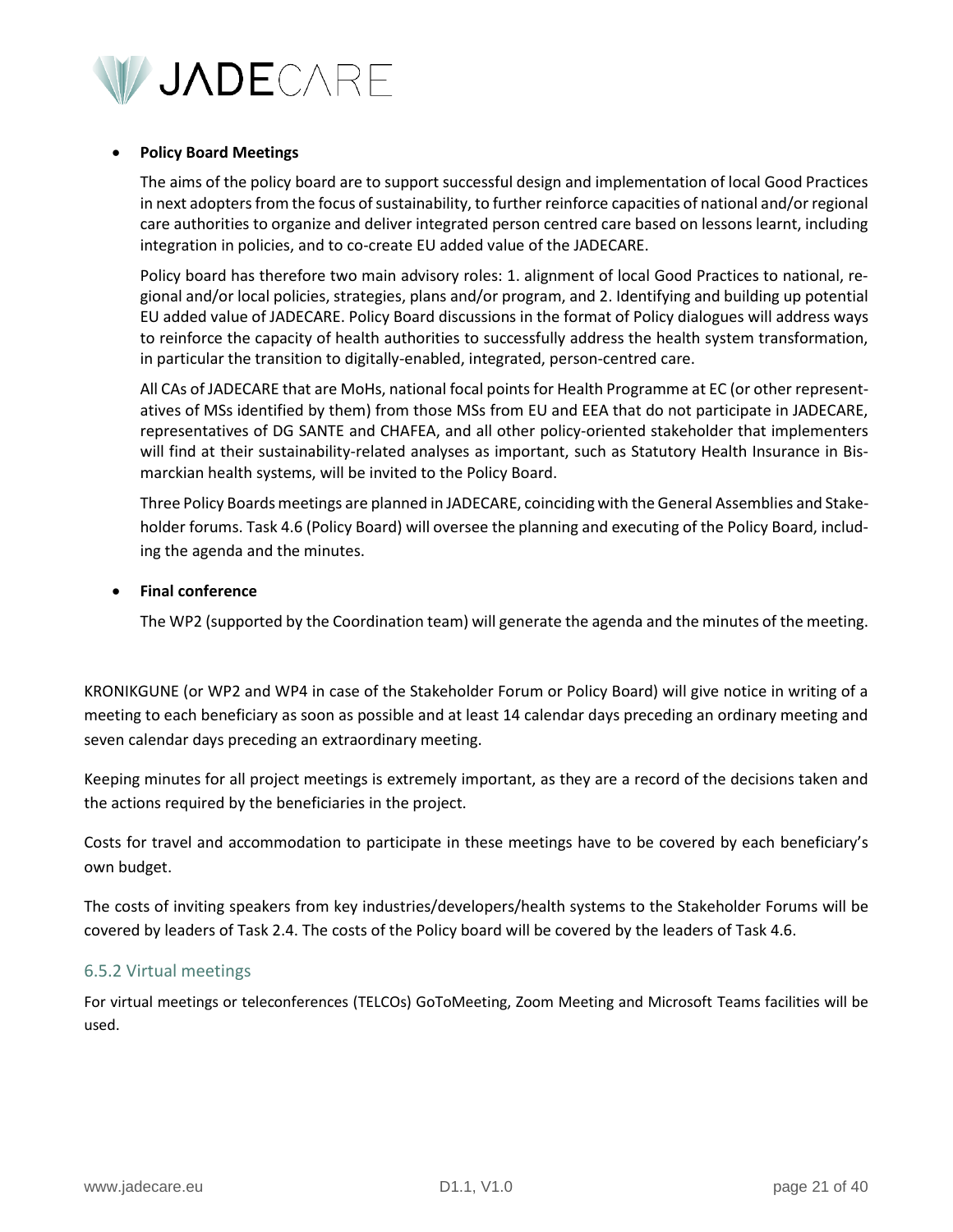- **Policy Board Meetings**

  The aims of the policy board are to support successful design and implementation of local Good Practices in next adopters from the focus of sustainability, to further reinforce capacities of national and/or regional care authorities to organize and deliver integrated person centred care based on lessons learnt, including integration in policies, and to co-create EU added value of the JADECARE.

  Policy board has therefore two main advisory roles: 1. alignment of local Good Practices to national, regional and/or local policies, strategies, plans and/or program, and 2. Identifying and building up potential EU added value of JADECARE. Policy Board discussions in the format of Policy dialogues will address ways to reinforce the capacity of health authorities to successfully address the health system transformation, in particular the transition to digitally-enabled, integrated, person-centred care.

  All CAs of JADECARE that are MoHs, national focal points for Health Programme at EC (or other representatives of MSs identified by them) from those MSs from EU and EEA that do not participate in JADECARE, representatives of DG SANTE and CHAFEA, and all other policy-oriented stakeholder that implementers will find at their sustainability-related analyses as important, such as Statutory Health Insurance in Bismarckian health systems, will be invited to the Policy Board.

  Three Policy Boards meetings are planned in JADECARE, coinciding with the General Assemblies and Stakeholder forums. Task 4.6 (Policy Board) will oversee the planning and executing of the Policy Board, including the agenda and the minutes.

- **Final conference**

  The WP2 (supported by the Coordination team) will generate the agenda and the minutes of the meeting.

KRONIKGUNE (or WP2 and WP4 in case of the Stakeholder Forum or Policy Board) will give notice in writing of a meeting to each beneficiary as soon as possible and at least 14 calendar days preceding an ordinary meeting and seven calendar days preceding an extraordinary meeting.

Keeping minutes for all project meetings is extremely important, as they are a record of the decisions taken and the actions required by the beneficiaries in the project.

Costs for travel and accommodation to participate in these meetings have to be covered by each beneficiary's own budget.

The costs of inviting speakers from key industries/developers/health systems to the Stakeholder Forums will be covered by leaders of Task 2.4. The costs of the Policy board will be covered by the leaders of Task 4.6.

### 6.5.2 Virtual meetings

For virtual meetings or teleconferences (TELCOs) GoToMeeting, Zoom Meeting and Microsoft Teams facilities will be used.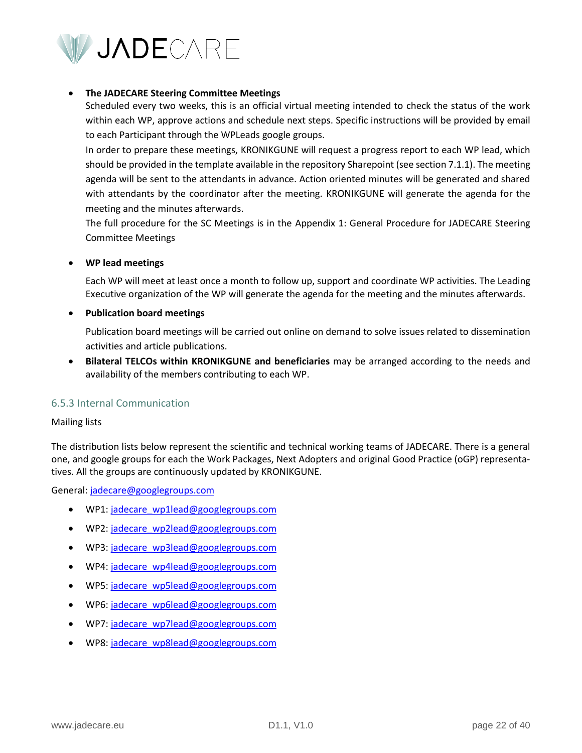- **The JADECARE Steering Committee Meetings**
  Scheduled every two weeks, this is an official virtual meeting intended to check the status of the work within each WP, approve actions and schedule next steps. Specific instructions will be provided by email to each Participant through the WPLeads google groups.
  In order to prepare these meetings, KRONIKGUNE will request a progress report to each WP lead, which should be provided in the template available in the repository Sharepoint (see section 7.1.1). The meeting agenda will be sent to the attendants in advance. Action oriented minutes will be generated and shared with attendants by the coordinator after the meeting. KRONIKGUNE will generate the agenda for the meeting and the minutes afterwards.
  The full procedure for the SC Meetings is in the Appendix 1: General Procedure for JADECARE Steering Committee Meetings

- **WP lead meetings**

  Each WP will meet at least once a month to follow up, support and coordinate WP activities. The Leading Executive organization of the WP will generate the agenda for the meeting and the minutes afterwards.

- **Publication board meetings**

  Publication board meetings will be carried out online on demand to solve issues related to dissemination activities and article publications.

- **Bilateral TELCOs within KRONIKGUNE and beneficiaries** may be arranged according to the needs and availability of the members contributing to each WP.

### 6.5.3 Internal Communication

Mailing lists

The distribution lists below represent the scientific and technical working teams of JADECARE. There is a general one, and google groups for each the Work Packages, Next Adopters and original Good Practice (oGP) representatives. All the groups are continuously updated by KRONIKGUNE.

General: jadecare@googlegroups.com

- WP1: jadecare_wp1lead@googlegroups.com
- WP2: jadecare_wp2lead@googlegroups.com
- WP3: jadecare_wp3lead@googlegroups.com
- WP4: jadecare_wp4lead@googlegroups.com
- WP5: jadecare_wp5lead@googlegroups.com
- WP6: jadecare_wp6lead@googlegroups.com
- WP7: jadecare_wp7lead@googlegroups.com
- WP8: jadecare_wp8lead@googlegroups.com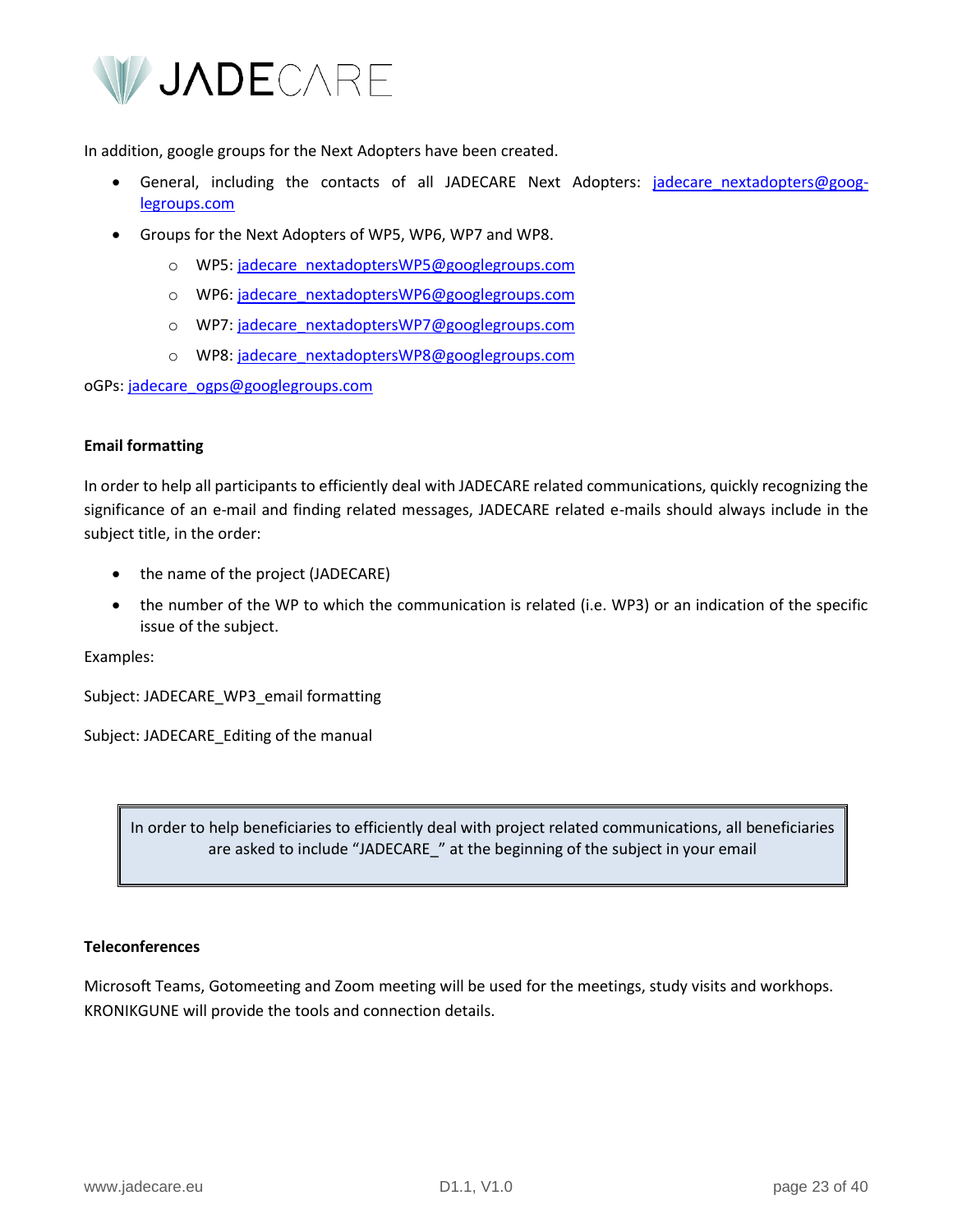In addition, google groups for the Next Adopters have been created.

- General, including the contacts of all JADECARE Next Adopters: jadecare_nextadopters@googlegroups.com
- Groups for the Next Adopters of WP5, WP6, WP7 and WP8.
  - WP5: jadecare_nextadoptersWP5@googlegroups.com
  - WP6: jadecare_nextadoptersWP6@googlegroups.com
  - WP7: jadecare_nextadoptersWP7@googlegroups.com
  - WP8: jadecare_nextadoptersWP8@googlegroups.com

oGPs: jadecare_ogps@googlegroups.com

**Email formatting**

In order to help all participants to efficiently deal with JADECARE related communications, quickly recognizing the significance of an e-mail and finding related messages, JADECARE related e-mails should always include in the subject title, in the order:

- the name of the project (JADECARE)
- the number of the WP to which the communication is related (i.e. WP3) or an indication of the specific issue of the subject.

Examples:

Subject: JADECARE_WP3_email formatting

Subject: JADECARE_Editing of the manual

> In order to help beneficiaries to efficiently deal with project related communications, all beneficiaries are asked to include "JADECARE_" at the beginning of the subject in your email

**Teleconferences**

Microsoft Teams, Gotomeeting and Zoom meeting will be used for the meetings, study visits and workhops. KRONIKGUNE will provide the tools and connection details.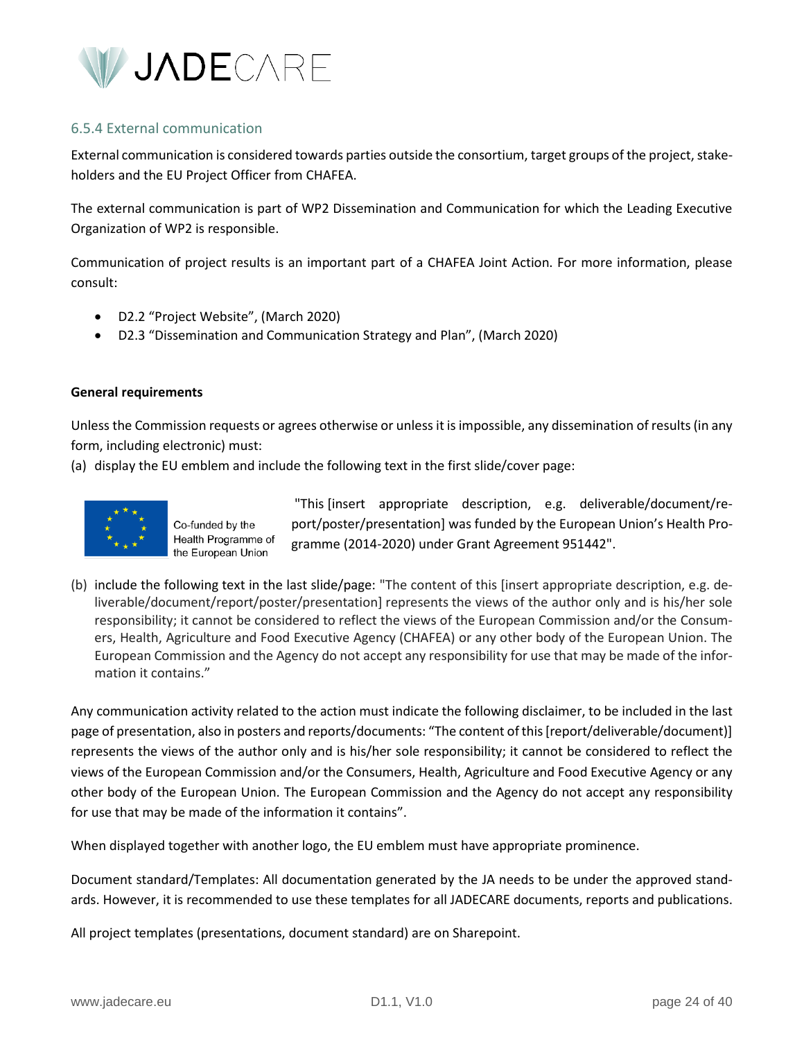### 6.5.4 External communication

External communication is considered towards parties outside the consortium, target groups of the project, stakeholders and the EU Project Officer from CHAFEA.

The external communication is part of WP2 Dissemination and Communication for which the Leading Executive Organization of WP2 is responsible.

Communication of project results is an important part of a CHAFEA Joint Action. For more information, please consult:

- D2.2 “Project Website”, (March 2020)
- D2.3 “Dissemination and Communication Strategy and Plan”, (March 2020)

**General requirements**

Unless the Commission requests or agrees otherwise or unless it is impossible, any dissemination of results (in any form, including electronic) must:

(a) display the EU emblem and include the following text in the first slide/cover page:

Co-funded by the Health Programme of the European Union

"This [insert appropriate description, e.g. deliverable/document/report/poster/presentation] was funded by the European Union’s Health Programme (2014-2020) under Grant Agreement 951442".

(b) include the following text in the last slide/page: "The content of this [insert appropriate description, e.g. deliverable/document/report/poster/presentation] represents the views of the author only and is his/her sole responsibility; it cannot be considered to reflect the views of the European Commission and/or the Consumers, Health, Agriculture and Food Executive Agency (CHAFEA) or any other body of the European Union. The European Commission and the Agency do not accept any responsibility for use that may be made of the information it contains.”

Any communication activity related to the action must indicate the following disclaimer, to be included in the last page of presentation, also in posters and reports/documents: “The content of this [report/deliverable/document)] represents the views of the author only and is his/her sole responsibility; it cannot be considered to reflect the views of the European Commission and/or the Consumers, Health, Agriculture and Food Executive Agency or any other body of the European Union. The European Commission and the Agency do not accept any responsibility for use that may be made of the information it contains”.

When displayed together with another logo, the EU emblem must have appropriate prominence.

Document standard/Templates: All documentation generated by the JA needs to be under the approved standards. However, it is recommended to use these templates for all JADECARE documents, reports and publications.

All project templates (presentations, document standard) are on Sharepoint.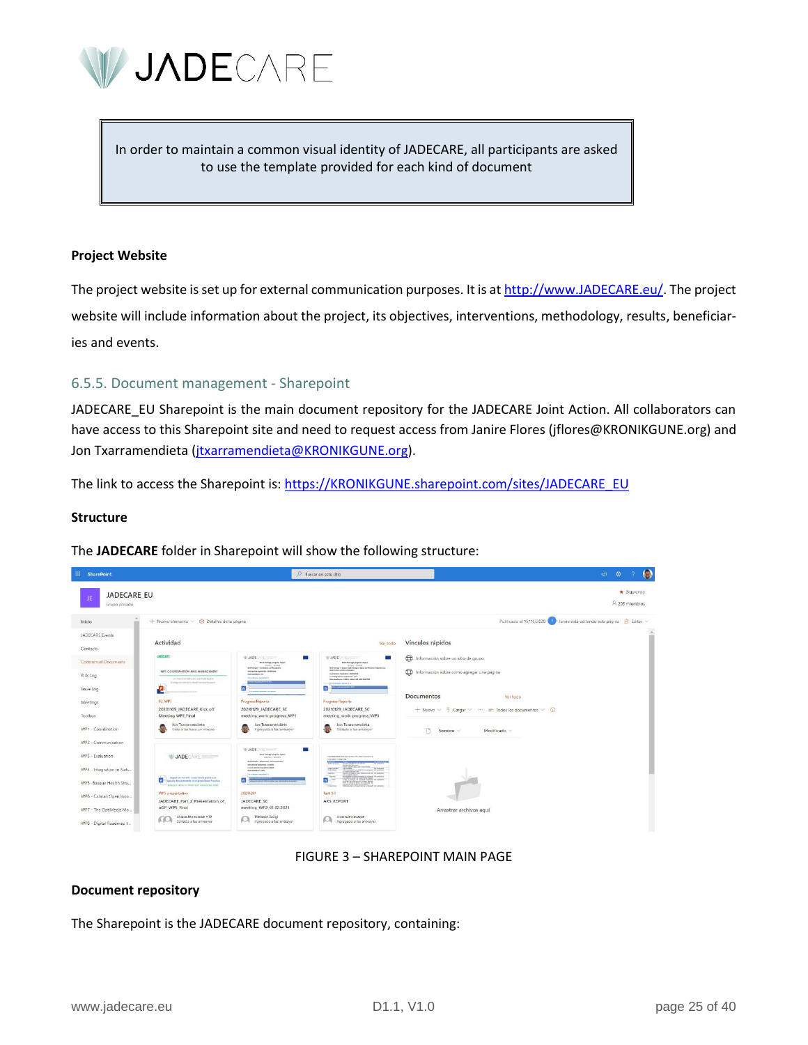> In order to maintain a common visual identity of JADECARE, all participants are asked to use the template provided for each kind of document

**Project Website**

The project website is set up for external communication purposes. It is at http://www.JADECARE.eu/. The project website will include information about the project, its objectives, interventions, methodology, results, beneficiaries and events.

### 6.5.5. Document management - Sharepoint

JADECARE_EU Sharepoint is the main document repository for the JADECARE Joint Action. All collaborators can have access to this Sharepoint site and need to request access from Janire Flores (jflores@KRONIKGUNE.org) and Jon Txarramendieta (jtxarramendieta@KRONIKGUNE.org).

The link to access the Sharepoint is: https://KRONIKGUNE.sharepoint.com/sites/JADECARE_EU

**Structure**

The **JADECARE** folder in Sharepoint will show the following structure:

FIGURE 3 – SHAREPOINT MAIN PAGE

**Document repository**

The Sharepoint is the JADECARE document repository, containing: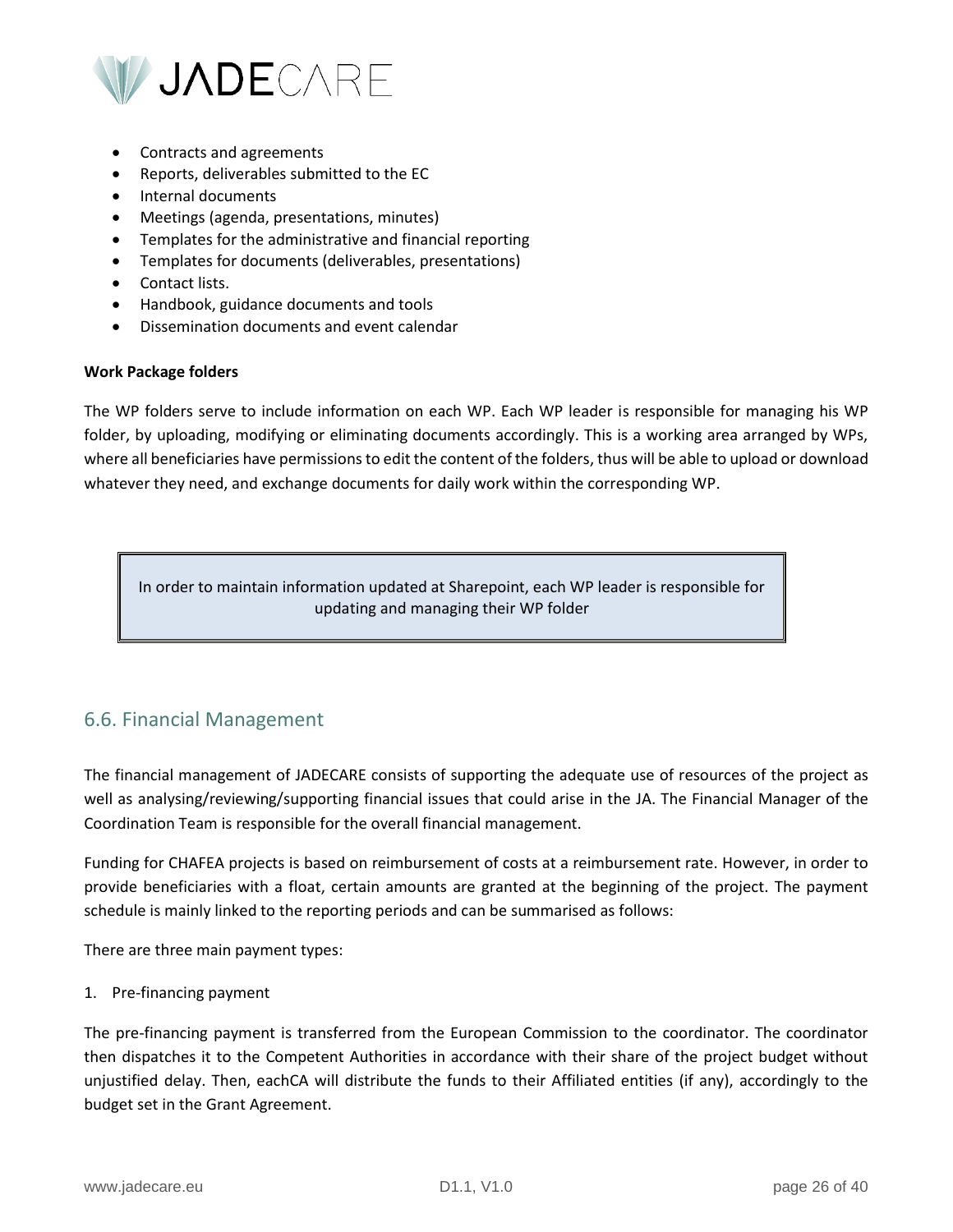- Contracts and agreements
- Reports, deliverables submitted to the EC
- Internal documents
- Meetings (agenda, presentations, minutes)
- Templates for the administrative and financial reporting
- Templates for documents (deliverables, presentations)
- Contact lists.
- Handbook, guidance documents and tools
- Dissemination documents and event calendar

**Work Package folders**

The WP folders serve to include information on each WP. Each WP leader is responsible for managing his WP folder, by uploading, modifying or eliminating documents accordingly. This is a working area arranged by WPs, where all beneficiaries have permissions to edit the content of the folders, thus will be able to upload or download whatever they need, and exchange documents for daily work within the corresponding WP.

> In order to maintain information updated at Sharepoint, each WP leader is responsible for updating and managing their WP folder

## 6.6. Financial Management

The financial management of JADECARE consists of supporting the adequate use of resources of the project as well as analysing/reviewing/supporting financial issues that could arise in the JA. The Financial Manager of the Coordination Team is responsible for the overall financial management.

Funding for CHAFEA projects is based on reimbursement of costs at a reimbursement rate. However, in order to provide beneficiaries with a float, certain amounts are granted at the beginning of the project. The payment schedule is mainly linked to the reporting periods and can be summarised as follows:

There are three main payment types:

1. Pre-financing payment

The pre-financing payment is transferred from the European Commission to the coordinator. The coordinator then dispatches it to the Competent Authorities in accordance with their share of the project budget without unjustified delay. Then, eachCA will distribute the funds to their Affiliated entities (if any), accordingly to the budget set in the Grant Agreement.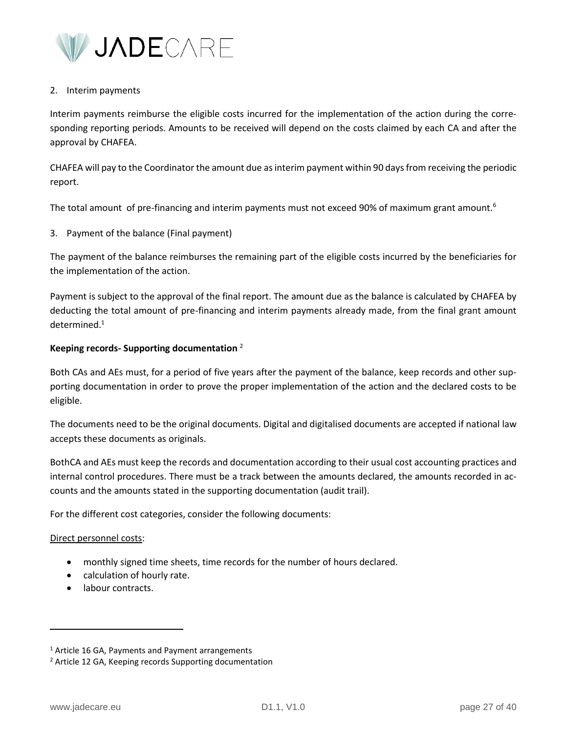2. Interim payments

Interim payments reimburse the eligible costs incurred for the implementation of the action during the corresponding reporting periods. Amounts to be received will depend on the costs claimed by each CA and after the approval by CHAFEA.

CHAFEA will pay to the Coordinator the amount due as interim payment within 90 days from receiving the periodic report.

The total amount of pre-financing and interim payments must not exceed 90% of maximum grant amount.[6]

3. Payment of the balance (Final payment)

The payment of the balance reimburses the remaining part of the eligible costs incurred by the beneficiaries for the implementation of the action.

Payment is subject to the approval of the final report. The amount due as the balance is calculated by CHAFEA by deducting the total amount of pre-financing and interim payments already made, from the final grant amount determined.[1]

**Keeping records- Supporting documentation** [2]

Both CAs and AEs must, for a period of five years after the payment of the balance, keep records and other supporting documentation in order to prove the proper implementation of the action and the declared costs to be eligible.

The documents need to be the original documents. Digital and digitalised documents are accepted if national law accepts these documents as originals.

BothCA and AEs must keep the records and documentation according to their usual cost accounting practices and internal control procedures. There must be a track between the amounts declared, the amounts recorded in accounts and the amounts stated in the supporting documentation (audit trail).

For the different cost categories, consider the following documents:

Direct personnel costs:

- monthly signed time sheets, time records for the number of hours declared.
- calculation of hourly rate.
- labour contracts.

---

[1] Article 16 GA, Payments and Payment arrangements

[2] Article 12 GA, Keeping records Supporting documentation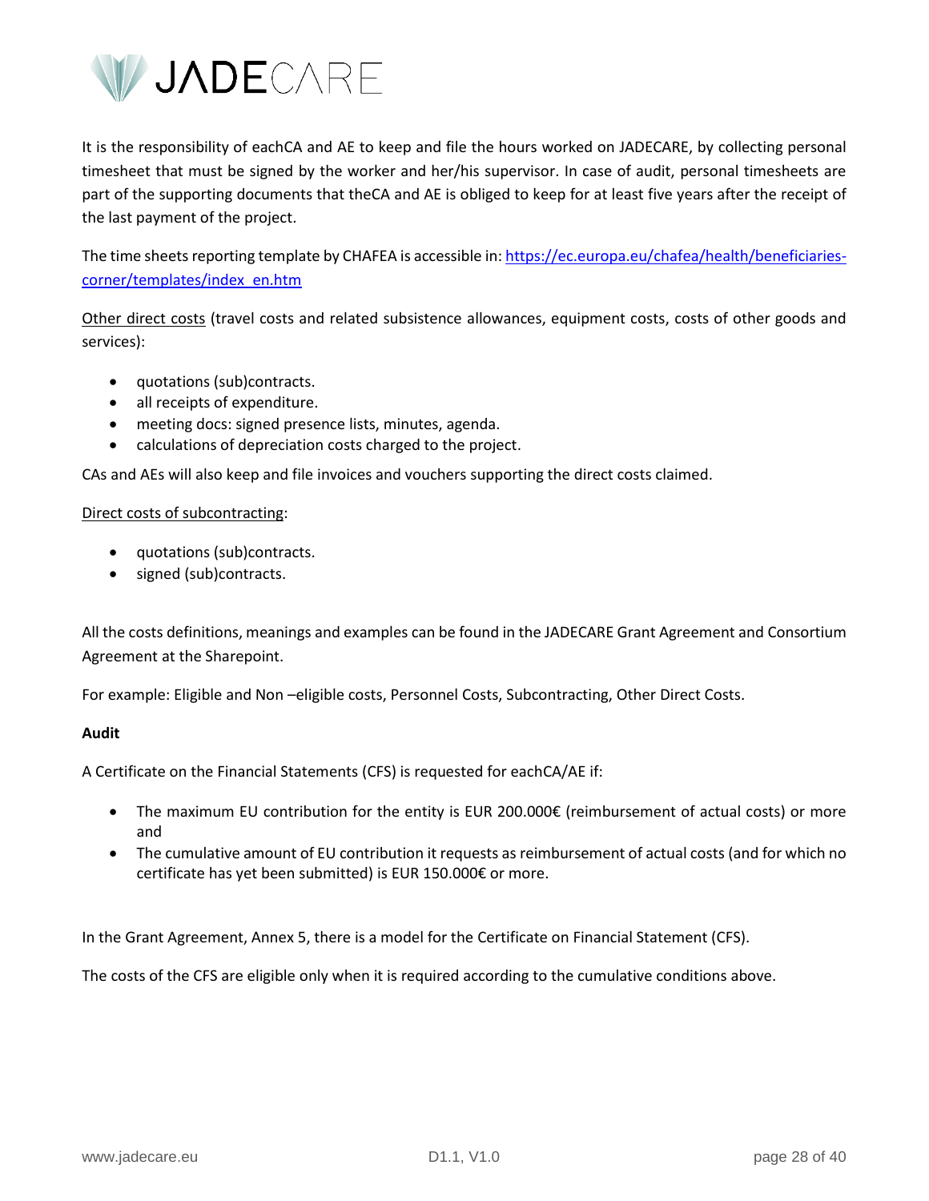It is the responsibility of eachCA and AE to keep and file the hours worked on JADECARE, by collecting personal timesheet that must be signed by the worker and her/his supervisor. In case of audit, personal timesheets are part of the supporting documents that theCA and AE is obliged to keep for at least five years after the receipt of the last payment of the project.

The time sheets reporting template by CHAFEA is accessible in: [https://ec.europa.eu/chafea/health/beneficiaries-corner/templates/index_en.htm](https://ec.europa.eu/chafea/health/beneficiaries-corner/templates/index_en.htm)

Other direct costs (travel costs and related subsistence allowances, equipment costs, costs of other goods and services):

- quotations (sub)contracts.
- all receipts of expenditure.
- meeting docs: signed presence lists, minutes, agenda.
- calculations of depreciation costs charged to the project.

CAs and AEs will also keep and file invoices and vouchers supporting the direct costs claimed.

Direct costs of subcontracting:

- quotations (sub)contracts.
- signed (sub)contracts.

All the costs definitions, meanings and examples can be found in the JADECARE Grant Agreement and Consortium Agreement at the Sharepoint.

For example: Eligible and Non –eligible costs, Personnel Costs, Subcontracting, Other Direct Costs.

**Audit**

A Certificate on the Financial Statements (CFS) is requested for eachCA/AE if:

- The maximum EU contribution for the entity is EUR 200.000€ (reimbursement of actual costs) or more and
- The cumulative amount of EU contribution it requests as reimbursement of actual costs (and for which no certificate has yet been submitted) is EUR 150.000€ or more.

In the Grant Agreement, Annex 5, there is a model for the Certificate on Financial Statement (CFS).

The costs of the CFS are eligible only when it is required according to the cumulative conditions above.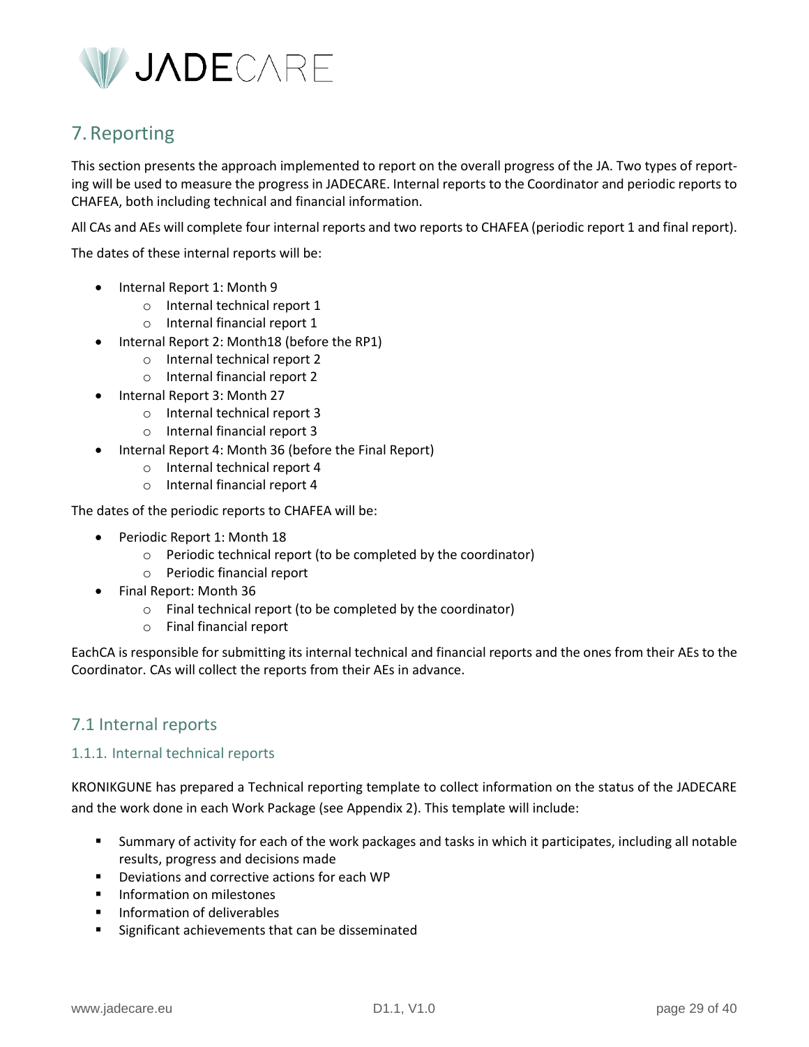# 7. Reporting

This section presents the approach implemented to report on the overall progress of the JA. Two types of reporting will be used to measure the progress in JADECARE. Internal reports to the Coordinator and periodic reports to CHAFEA, both including technical and financial information.

All CAs and AEs will complete four internal reports and two reports to CHAFEA (periodic report 1 and final report).

The dates of these internal reports will be:

- Internal Report 1: Month 9
  - Internal technical report 1
  - Internal financial report 1
- Internal Report 2: Month18 (before the RP1)
  - Internal technical report 2
  - Internal financial report 2
- Internal Report 3: Month 27
  - Internal technical report 3
  - Internal financial report 3
- Internal Report 4: Month 36 (before the Final Report)
  - Internal technical report 4
  - Internal financial report 4

The dates of the periodic reports to CHAFEA will be:

- Periodic Report 1: Month 18
  - Periodic technical report (to be completed by the coordinator)
  - Periodic financial report
- Final Report: Month 36
  - Final technical report (to be completed by the coordinator)
  - Final financial report

EachCA is responsible for submitting its internal technical and financial reports and the ones from their AEs to the Coordinator. CAs will collect the reports from their AEs in advance.

## 7.1 Internal reports

### 1.1.1. Internal technical reports

KRONIKGUNE has prepared a Technical reporting template to collect information on the status of the JADECARE and the work done in each Work Package (see Appendix 2). This template will include:

- Summary of activity for each of the work packages and tasks in which it participates, including all notable results, progress and decisions made
- Deviations and corrective actions for each WP
- Information on milestones
- Information of deliverables
- Significant achievements that can be disseminated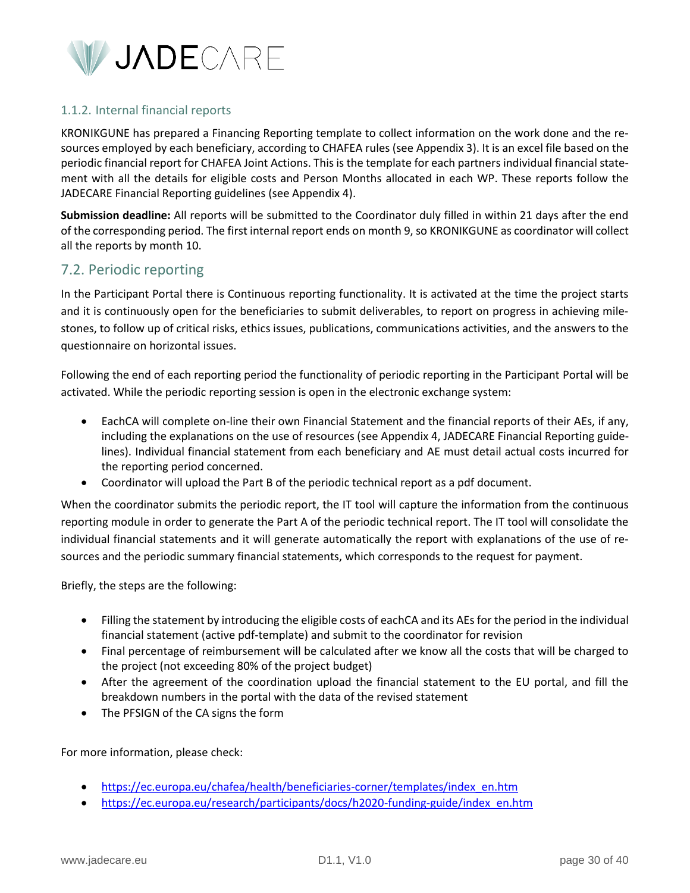### 1.1.2. Internal financial reports

KRONIKGUNE has prepared a Financing Reporting template to collect information on the work done and the resources employed by each beneficiary, according to CHAFEA rules (see Appendix 3). It is an excel file based on the periodic financial report for CHAFEA Joint Actions. This is the template for each partners individual financial statement with all the details for eligible costs and Person Months allocated in each WP. These reports follow the JADECARE Financial Reporting guidelines (see Appendix 4).

**Submission deadline:** All reports will be submitted to the Coordinator duly filled in within 21 days after the end of the corresponding period. The first internal report ends on month 9, so KRONIKGUNE as coordinator will collect all the reports by month 10.

## 7.2. Periodic reporting

In the Participant Portal there is Continuous reporting functionality. It is activated at the time the project starts and it is continuously open for the beneficiaries to submit deliverables, to report on progress in achieving milestones, to follow up of critical risks, ethics issues, publications, communications activities, and the answers to the questionnaire on horizontal issues.

Following the end of each reporting period the functionality of periodic reporting in the Participant Portal will be activated. While the periodic reporting session is open in the electronic exchange system:

- EachCA will complete on-line their own Financial Statement and the financial reports of their AEs, if any, including the explanations on the use of resources (see Appendix 4, JADECARE Financial Reporting guidelines). Individual financial statement from each beneficiary and AE must detail actual costs incurred for the reporting period concerned.
- Coordinator will upload the Part B of the periodic technical report as a pdf document.

When the coordinator submits the periodic report, the IT tool will capture the information from the continuous reporting module in order to generate the Part A of the periodic technical report. The IT tool will consolidate the individual financial statements and it will generate automatically the report with explanations of the use of resources and the periodic summary financial statements, which corresponds to the request for payment.

Briefly, the steps are the following:

- Filling the statement by introducing the eligible costs of eachCA and its AEs for the period in the individual financial statement (active pdf-template) and submit to the coordinator for revision
- Final percentage of reimbursement will be calculated after we know all the costs that will be charged to the project (not exceeding 80% of the project budget)
- After the agreement of the coordination upload the financial statement to the EU portal, and fill the breakdown numbers in the portal with the data of the revised statement
- The PFSIGN of the CA signs the form

For more information, please check:

- https://ec.europa.eu/chafea/health/beneficiaries-corner/templates/index_en.htm
- https://ec.europa.eu/research/participants/docs/h2020-funding-guide/index_en.htm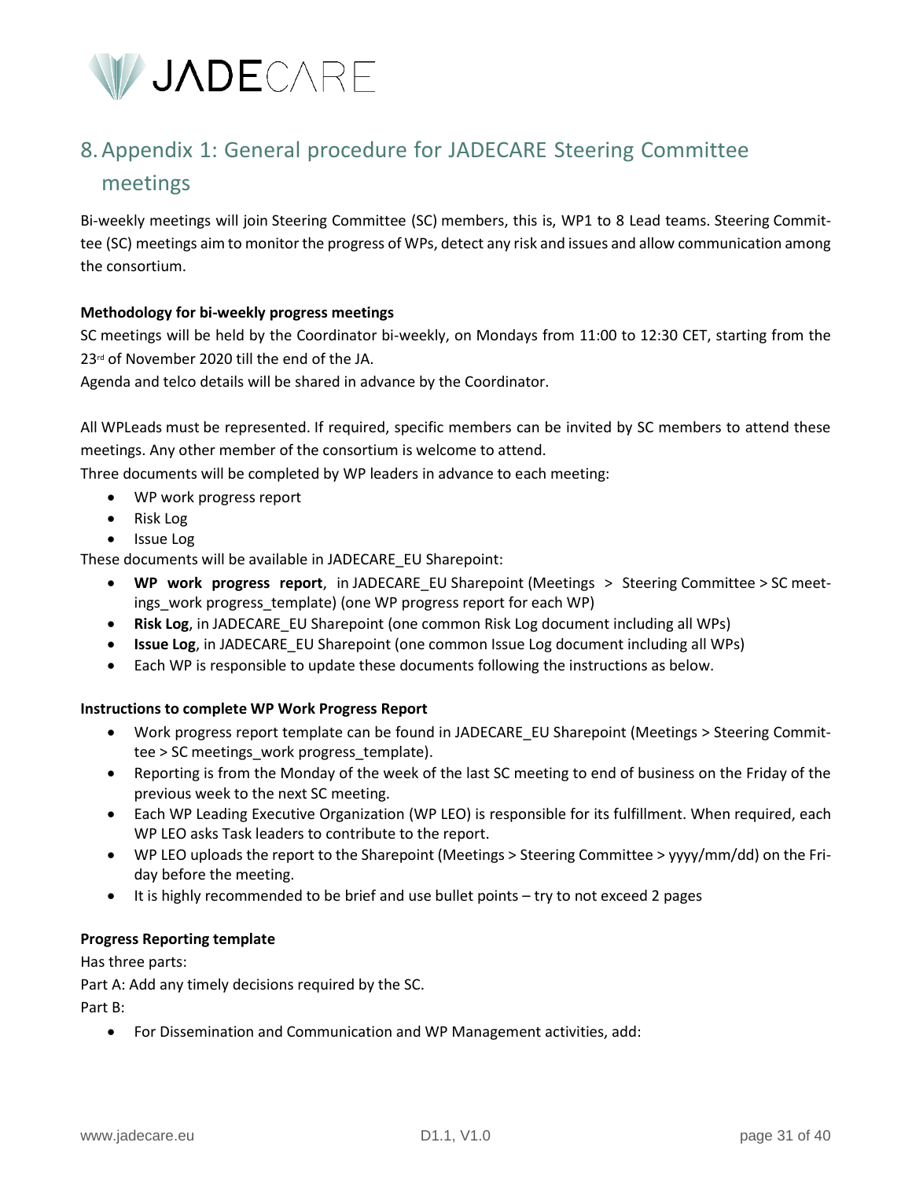# 8. Appendix 1: General procedure for JADECARE Steering Committee meetings

Bi-weekly meetings will join Steering Committee (SC) members, this is, WP1 to 8 Lead teams. Steering Committee (SC) meetings aim to monitor the progress of WPs, detect any risk and issues and allow communication among the consortium.

**Methodology for bi-weekly progress meetings**

SC meetings will be held by the Coordinator bi-weekly, on Mondays from 11:00 to 12:30 CET, starting from the 23rd of November 2020 till the end of the JA.

Agenda and telco details will be shared in advance by the Coordinator.

All WPLeads must be represented. If required, specific members can be invited by SC members to attend these meetings. Any other member of the consortium is welcome to attend.

Three documents will be completed by WP leaders in advance to each meeting:

- WP work progress report
- Risk Log
- Issue Log

These documents will be available in JADECARE_EU Sharepoint:

- **WP work progress report**, in JADECARE_EU Sharepoint (Meetings > Steering Committee > SC meetings_work progress_template) (one WP progress report for each WP)
- **Risk Log**, in JADECARE_EU Sharepoint (one common Risk Log document including all WPs)
- **Issue Log**, in JADECARE_EU Sharepoint (one common Issue Log document including all WPs)
- Each WP is responsible to update these documents following the instructions as below.

**Instructions to complete WP Work Progress Report**

- Work progress report template can be found in JADECARE_EU Sharepoint (Meetings > Steering Committee > SC meetings_work progress_template).
- Reporting is from the Monday of the week of the last SC meeting to end of business on the Friday of the previous week to the next SC meeting.
- Each WP Leading Executive Organization (WP LEO) is responsible for its fulfillment. When required, each WP LEO asks Task leaders to contribute to the report.
- WP LEO uploads the report to the Sharepoint (Meetings > Steering Committee > yyyy/mm/dd) on the Friday before the meeting.
- It is highly recommended to be brief and use bullet points – try to not exceed 2 pages

**Progress Reporting template**

Has three parts:

Part A: Add any timely decisions required by the SC.

Part B:

- For Dissemination and Communication and WP Management activities, add: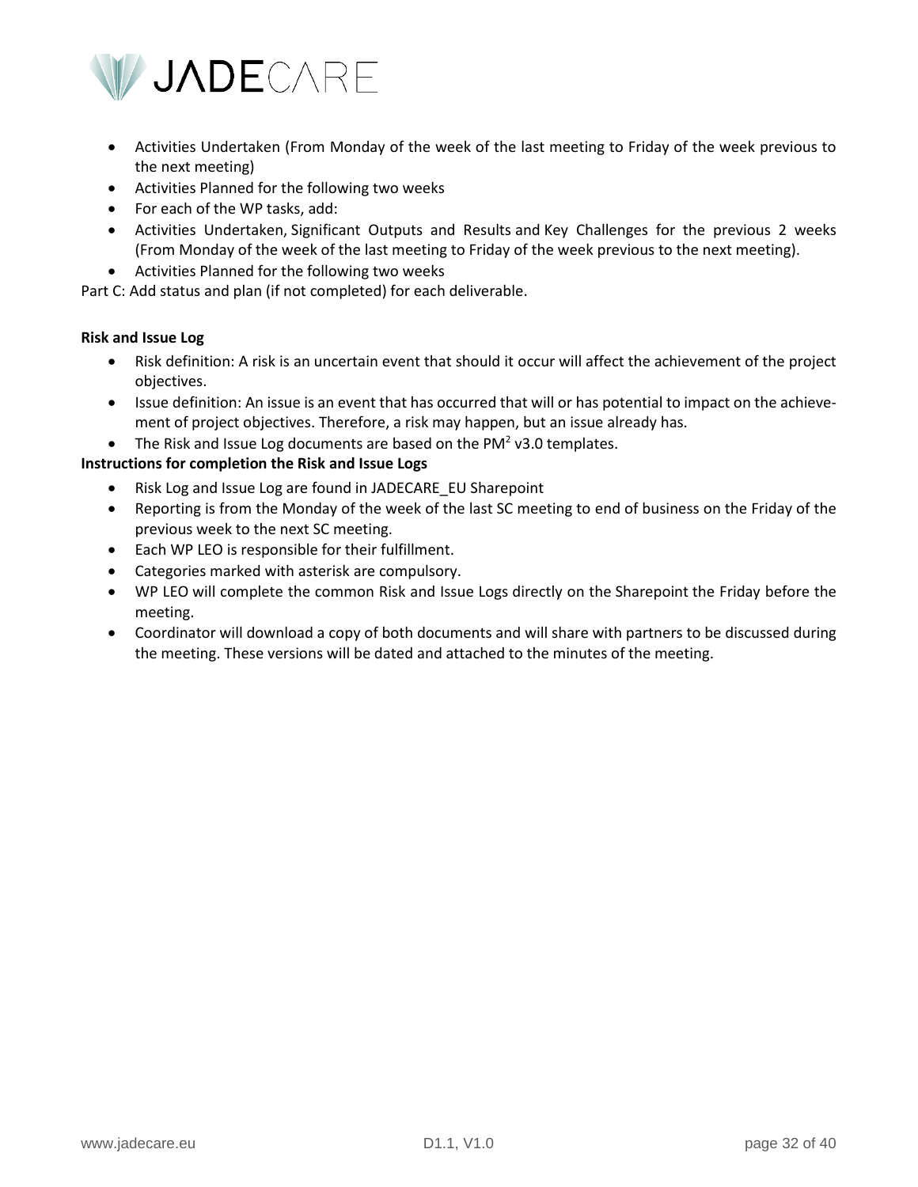- Activities Undertaken (From Monday of the week of the last meeting to Friday of the week previous to the next meeting)
- Activities Planned for the following two weeks
- For each of the WP tasks, add:
- Activities Undertaken, Significant Outputs and Results and Key Challenges for the previous 2 weeks (From Monday of the week of the last meeting to Friday of the week previous to the next meeting).
- Activities Planned for the following two weeks

Part C: Add status and plan (if not completed) for each deliverable.

**Risk and Issue Log**

- Risk definition: A risk is an uncertain event that should it occur will affect the achievement of the project objectives.
- Issue definition: An issue is an event that has occurred that will or has potential to impact on the achievement of project objectives. Therefore, a risk may happen, but an issue already has.
- The Risk and Issue Log documents are based on the $PM^2$ v3.0 templates.

**Instructions for completion the Risk and Issue Logs**

- Risk Log and Issue Log are found in JADECARE_EU Sharepoint
- Reporting is from the Monday of the week of the last SC meeting to end of business on the Friday of the previous week to the next SC meeting.
- Each WP LEO is responsible for their fulfillment.
- Categories marked with asterisk are compulsory.
- WP LEO will complete the common Risk and Issue Logs directly on the Sharepoint the Friday before the meeting.
- Coordinator will download a copy of both documents and will share with partners to be discussed during the meeting. These versions will be dated and attached to the minutes of the meeting.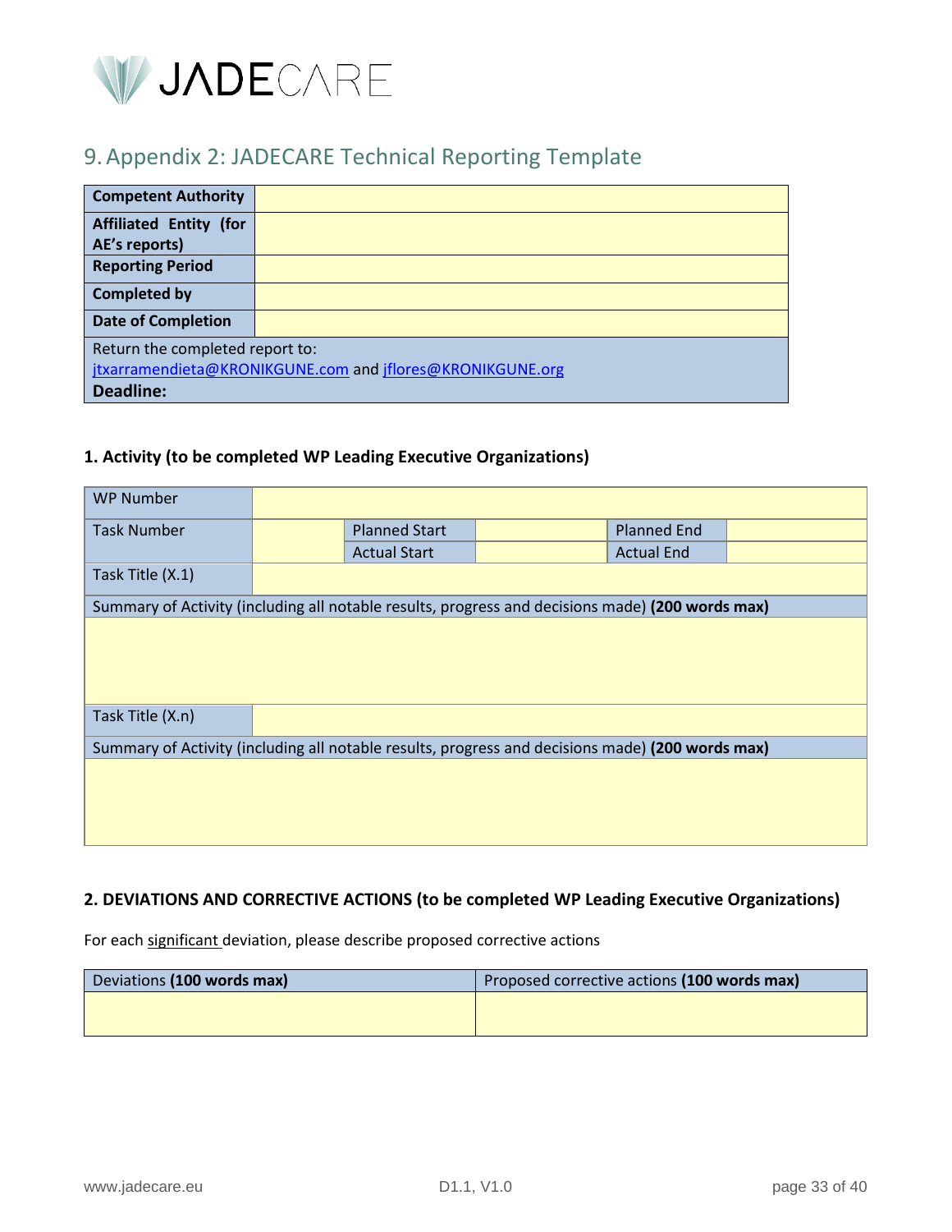# 9. Appendix 2: JADECARE Technical Reporting Template

| **Competent Authority** | |
|---|---|
| **Affiliated Entity (for AE's reports)** | |
| **Reporting Period** | |
| **Completed by** | |
| **Date of Completion** | |
| Return the completed report to: jtxarramendieta@KRONIKGUNE.com and jflores@KRONIKGUNE.org **Deadline:** | |

### 1. Activity (to be completed WP Leading Executive Organizations)

| WP Number | | | | | |
|---|---|---|---|---|---|
| Task Number | | Planned Start | | Planned End | |
| | | Actual Start | | Actual End | |
| Task Title (X.1) | | | | | |
| Summary of Activity (including all notable results, progress and decisions made) **(200 words max)** | | | | | |
| | | | | | |
| Task Title (X.n) | | | | | |
| Summary of Activity (including all notable results, progress and decisions made) **(200 words max)** | | | | | |
| | | | | | |

### 2. DEVIATIONS AND CORRECTIVE ACTIONS (to be completed WP Leading Executive Organizations)

For each significant deviation, please describe proposed corrective actions

| Deviations **(100 words max)** | Proposed corrective actions **(100 words max)** |
|---|---|
| | |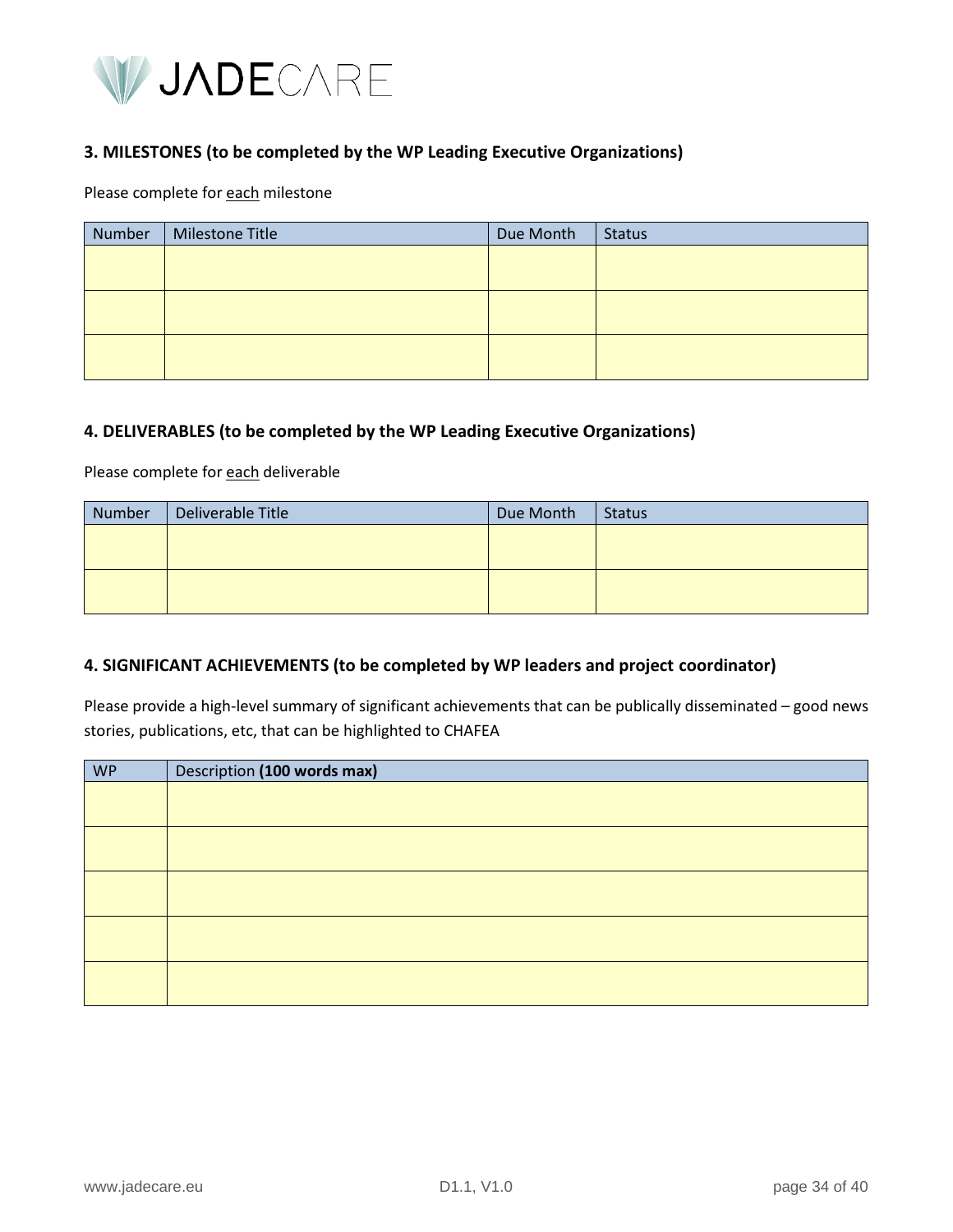## 3. MILESTONES (to be completed by the WP Leading Executive Organizations)

Please complete for each milestone

| Number | Milestone Title | Due Month | Status |
|---|---|---|---|
| | | | |
| | | | |
| | | | |

## 4. DELIVERABLES (to be completed by the WP Leading Executive Organizations)

Please complete for each deliverable

| Number | Deliverable Title | Due Month | Status |
|---|---|---|---|
| | | | |
| | | | |

## 4. SIGNIFICANT ACHIEVEMENTS (to be completed by WP leaders and project coordinator)

Please provide a high-level summary of significant achievements that can be publically disseminated – good news stories, publications, etc, that can be highlighted to CHAFEA

| WP | Description **(100 words max)** |
|---|---|
| | |
| | |
| | |
| | |
| | |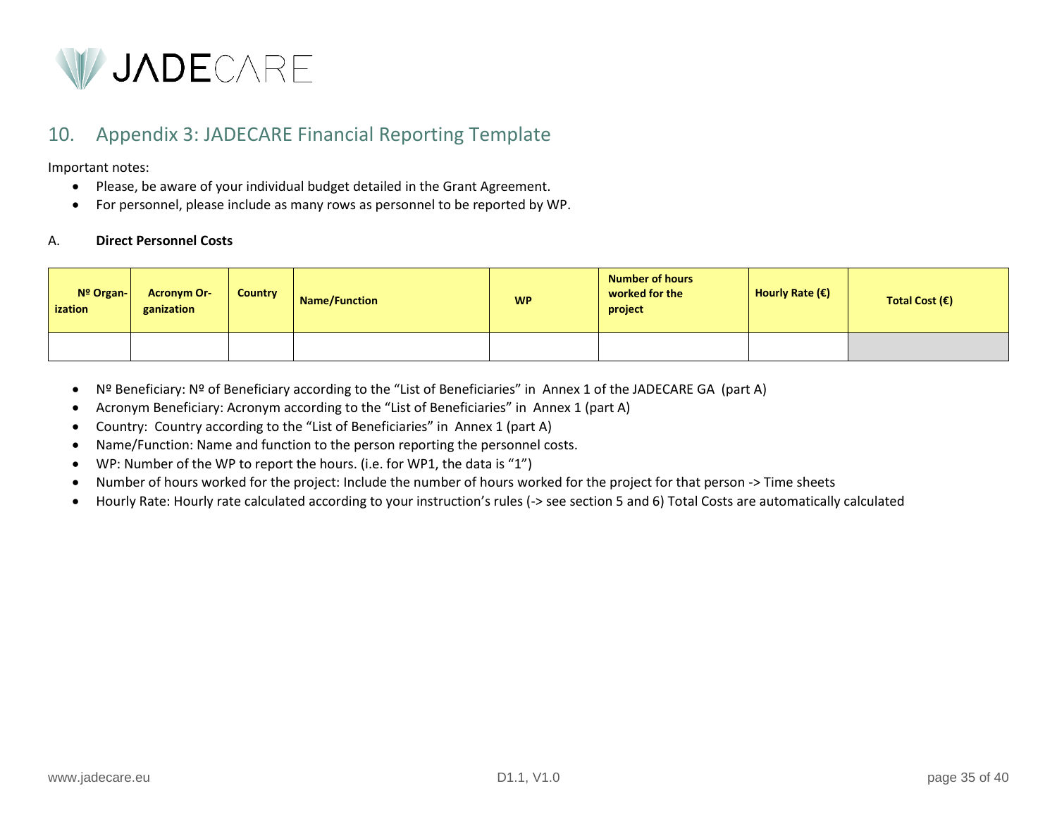## 10. Appendix 3: JADECARE Financial Reporting Template

Important notes:

- Please, be aware of your individual budget detailed in the Grant Agreement.
- For personnel, please include as many rows as personnel to be reported by WP.

A. **Direct Personnel Costs**

| Nº Organ-ization | Acronym Or-ganization | Country | Name/Function | WP | Number of hours worked for the project | Hourly Rate (€) | Total Cost (€) |
|---|---|---|---|---|---|---|---|
| | | | | | | | |

- Nº Beneficiary: Nº of Beneficiary according to the "List of Beneficiaries" in Annex 1 of the JADECARE GA (part A)
- Acronym Beneficiary: Acronym according to the "List of Beneficiaries" in Annex 1 (part A)
- Country: Country according to the "List of Beneficiaries" in Annex 1 (part A)
- Name/Function: Name and function to the person reporting the personnel costs.
- WP: Number of the WP to report the hours. (i.e. for WP1, the data is "1")
- Number of hours worked for the project: Include the number of hours worked for the project for that person -> Time sheets
- Hourly Rate: Hourly rate calculated according to your instruction's rules (-> see section 5 and 6) Total Costs are automatically calculated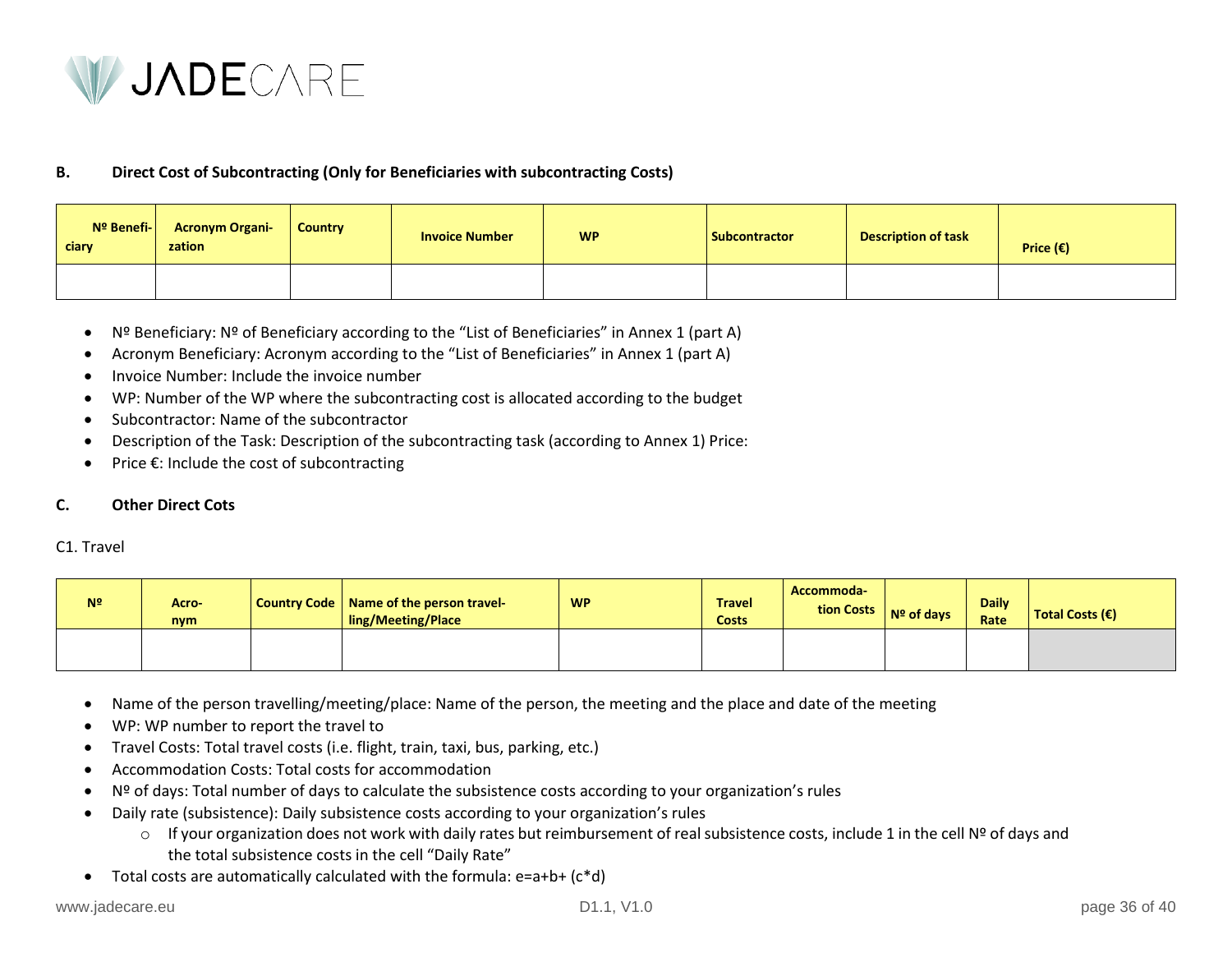### B. Direct Cost of Subcontracting (Only for Beneficiaries with subcontracting Costs)

| Nº Beneficiary | Acronym Organization | Country | Invoice Number | WP | Subcontractor | Description of task | Price (€) |
|---|---|---|---|---|---|---|---|
| | | | | | | | |

- Nº Beneficiary: Nº of Beneficiary according to the "List of Beneficiaries" in Annex 1 (part A)
- Acronym Beneficiary: Acronym according to the "List of Beneficiaries" in Annex 1 (part A)
- Invoice Number: Include the invoice number
- WP: Number of the WP where the subcontracting cost is allocated according to the budget
- Subcontractor: Name of the subcontractor
- Description of the Task: Description of the subcontracting task (according to Annex 1) Price:
- Price €: Include the cost of subcontracting

### C. Other Direct Cots

C1. Travel

| Nº | Acronym | Country Code | Name of the person travelling/Meeting/Place | WP | Travel Costs | Accommodation Costs | Nº of days | Daily Rate | Total Costs (€) |
|---|---|---|---|---|---|---|---|---|---|
| | | | | | | | | | |

- Name of the person travelling/meeting/place: Name of the person, the meeting and the place and date of the meeting
- WP: WP number to report the travel to
- Travel Costs: Total travel costs (i.e. flight, train, taxi, bus, parking, etc.)
- Accommodation Costs: Total costs for accommodation
- Nº of days: Total number of days to calculate the subsistence costs according to your organization's rules
- Daily rate (subsistence): Daily subsistence costs according to your organization's rules
  - If your organization does not work with daily rates but reimbursement of real subsistence costs, include 1 in the cell Nº of days and the total subsistence costs in the cell "Daily Rate"
- Total costs are automatically calculated with the formula: $e=a+b+(c*d)$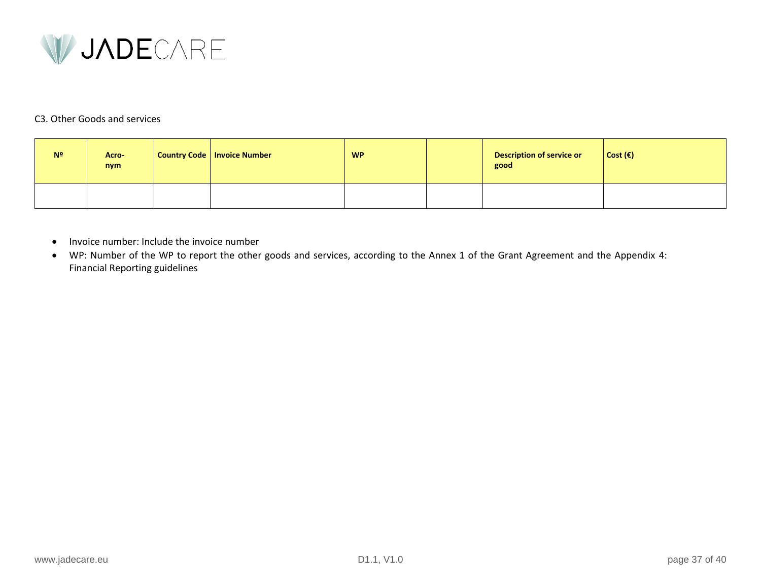C3. Other Goods and services

| Nº | Acro-nym | Country Code | Invoice Number | WP | | Description of service or good | Cost (€) |
|---|---|---|---|---|---|---|---|
| | | | | | | | |

- Invoice number: Include the invoice number
- WP: Number of the WP to report the other goods and services, according to the Annex 1 of the Grant Agreement and the Appendix 4: Financial Reporting guidelines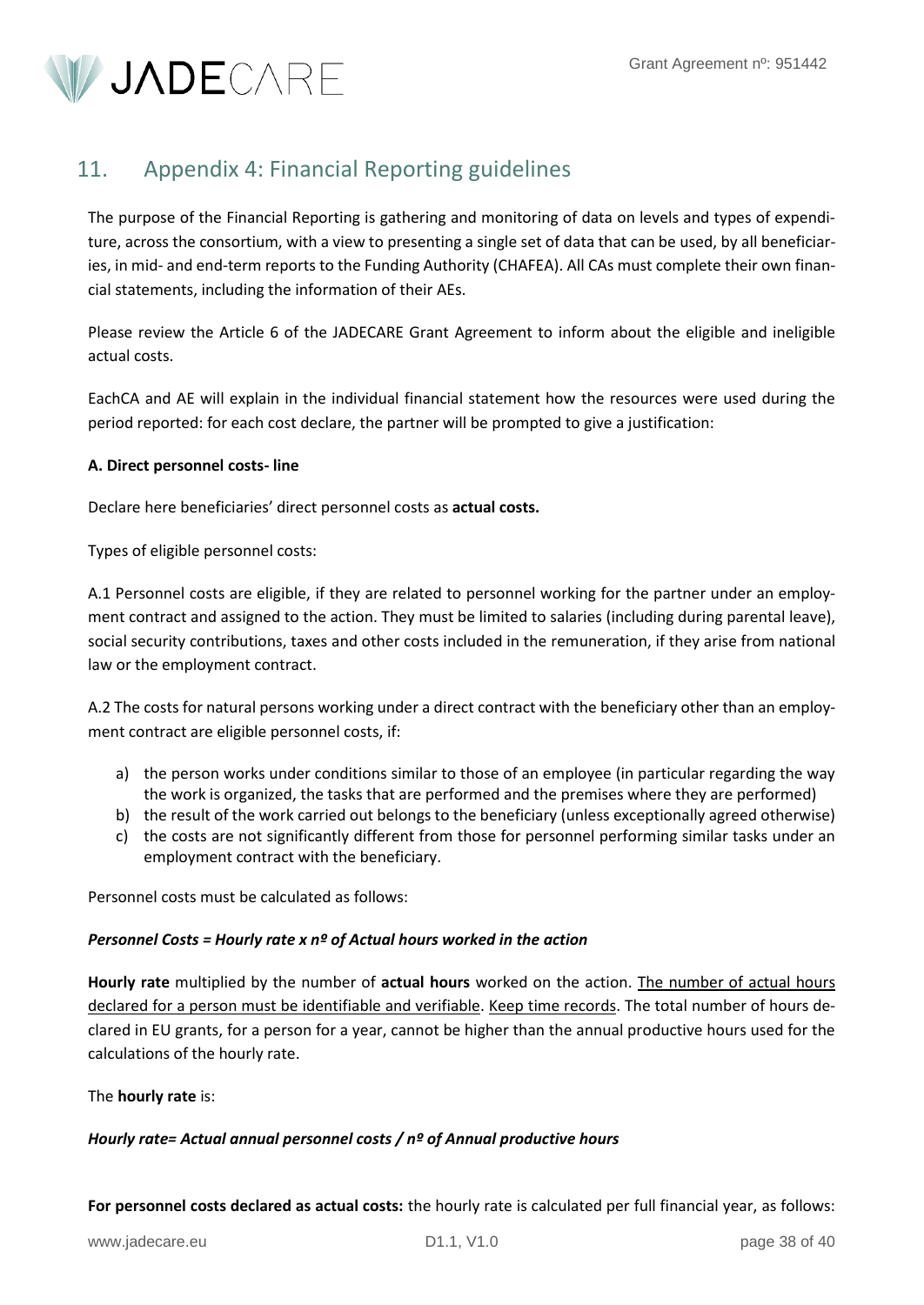## 11. Appendix 4: Financial Reporting guidelines

The purpose of the Financial Reporting is gathering and monitoring of data on levels and types of expenditure, across the consortium, with a view to presenting a single set of data that can be used, by all beneficiaries, in mid- and end-term reports to the Funding Authority (CHAFEA). All CAs must complete their own financial statements, including the information of their AEs.

Please review the Article 6 of the JADECARE Grant Agreement to inform about the eligible and ineligible actual costs.

EachCA and AE will explain in the individual financial statement how the resources were used during the period reported: for each cost declare, the partner will be prompted to give a justification:

**A. Direct personnel costs- line**

Declare here beneficiaries' direct personnel costs as **actual costs.**

Types of eligible personnel costs:

A.1 Personnel costs are eligible, if they are related to personnel working for the partner under an employment contract and assigned to the action. They must be limited to salaries (including during parental leave), social security contributions, taxes and other costs included in the remuneration, if they arise from national law or the employment contract.

A.2 The costs for natural persons working under a direct contract with the beneficiary other than an employment contract are eligible personnel costs, if:

a) the person works under conditions similar to those of an employee (in particular regarding the way the work is organized, the tasks that are performed and the premises where they are performed)
b) the result of the work carried out belongs to the beneficiary (unless exceptionally agreed otherwise)
c) the costs are not significantly different from those for personnel performing similar tasks under an employment contract with the beneficiary.

Personnel costs must be calculated as follows:

***Personnel Costs = Hourly rate x nº of Actual hours worked in the action***

**Hourly rate** multiplied by the number of **actual hours** worked on the action. The number of actual hours declared for a person must be identifiable and verifiable. Keep time records. The total number of hours declared in EU grants, for a person for a year, cannot be higher than the annual productive hours used for the calculations of the hourly rate.

The **hourly rate** is:

***Hourly rate= Actual annual personnel costs / nº of Annual productive hours***

**For personnel costs declared as actual costs:** the hourly rate is calculated per full financial year, as follows: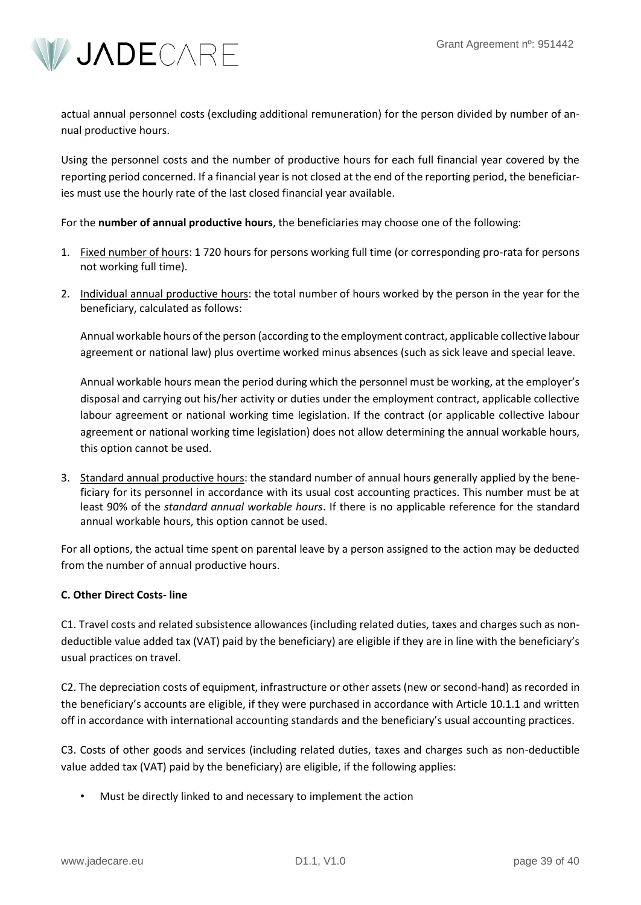actual annual personnel costs (excluding additional remuneration) for the person divided by number of annual productive hours.

Using the personnel costs and the number of productive hours for each full financial year covered by the reporting period concerned. If a financial year is not closed at the end of the reporting period, the beneficiaries must use the hourly rate of the last closed financial year available.

For the **number of annual productive hours**, the beneficiaries may choose one of the following:

1. Fixed number of hours: 1 720 hours for persons working full time (or corresponding pro-rata for persons not working full time).
2. Individual annual productive hours: the total number of hours worked by the person in the year for the beneficiary, calculated as follows:

   Annual workable hours of the person (according to the employment contract, applicable collective labour agreement or national law) plus overtime worked minus absences (such as sick leave and special leave.

   Annual workable hours mean the period during which the personnel must be working, at the employer's disposal and carrying out his/her activity or duties under the employment contract, applicable collective labour agreement or national working time legislation. If the contract (or applicable collective labour agreement or national working time legislation) does not allow determining the annual workable hours, this option cannot be used.
3. Standard annual productive hours: the standard number of annual hours generally applied by the beneficiary for its personnel in accordance with its usual cost accounting practices. This number must be at least 90% of the *standard annual workable hours*. If there is no applicable reference for the standard annual workable hours, this option cannot be used.

For all options, the actual time spent on parental leave by a person assigned to the action may be deducted from the number of annual productive hours.

**C. Other Direct Costs- line**

C1. Travel costs and related subsistence allowances (including related duties, taxes and charges such as non-deductible value added tax (VAT) paid by the beneficiary) are eligible if they are in line with the beneficiary's usual practices on travel.

C2. The depreciation costs of equipment, infrastructure or other assets (new or second-hand) as recorded in the beneficiary's accounts are eligible, if they were purchased in accordance with Article 10.1.1 and written off in accordance with international accounting standards and the beneficiary's usual accounting practices.

C3. Costs of other goods and services (including related duties, taxes and charges such as non-deductible value added tax (VAT) paid by the beneficiary) are eligible, if the following applies:

- Must be directly linked to and necessary to implement the action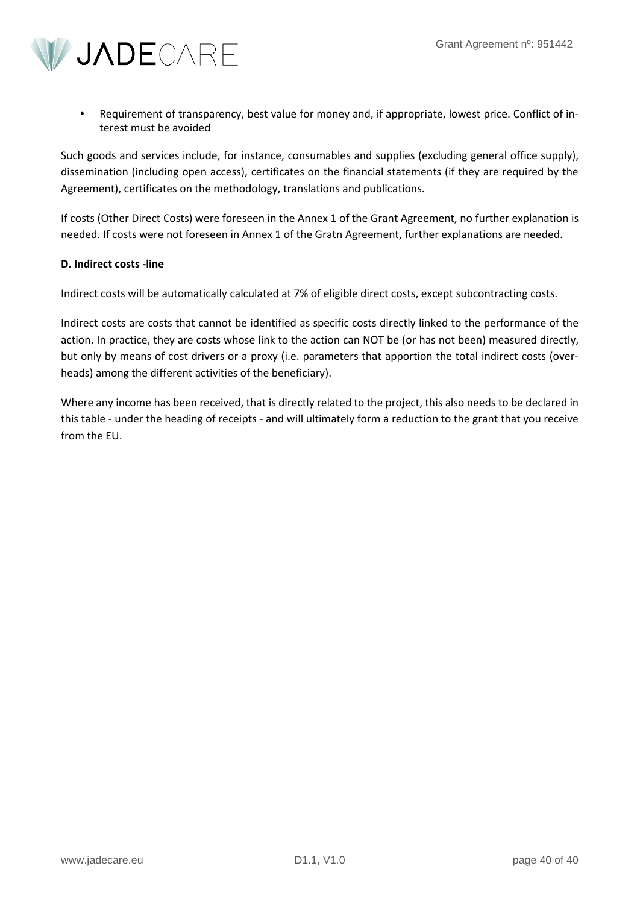- Requirement of transparency, best value for money and, if appropriate, lowest price. Conflict of interest must be avoided

Such goods and services include, for instance, consumables and supplies (excluding general office supply), dissemination (including open access), certificates on the financial statements (if they are required by the Agreement), certificates on the methodology, translations and publications.

If costs (Other Direct Costs) were foreseen in the Annex 1 of the Grant Agreement, no further explanation is needed. If costs were not foreseen in Annex 1 of the Gratn Agreement, further explanations are needed.

**D. Indirect costs -line**

Indirect costs will be automatically calculated at 7% of eligible direct costs, except subcontracting costs.

Indirect costs are costs that cannot be identified as specific costs directly linked to the performance of the action. In practice, they are costs whose link to the action can NOT be (or has not been) measured directly, but only by means of cost drivers or a proxy (i.e. parameters that apportion the total indirect costs (overheads) among the different activities of the beneficiary).

Where any income has been received, that is directly related to the project, this also needs to be declared in this table - under the heading of receipts - and will ultimately form a reduction to the grant that you receive from the EU.